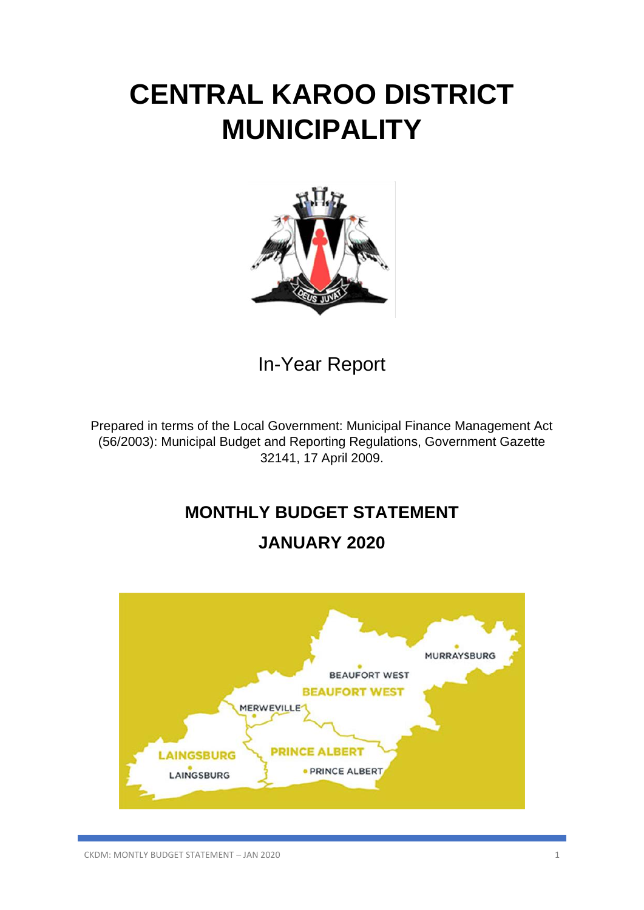# CENTRAL KAROO DISTRICT MUNICIPALITY

In-Year Report

Prepared in terms of the Local Government: Municipal Finance Management Act (56/2003): Municipal Budget and Reporting Regulations, Government Gazette 32141, 17 April 2009.

## MONTHLY BUDGET STATEMENT

## JANUARY 2020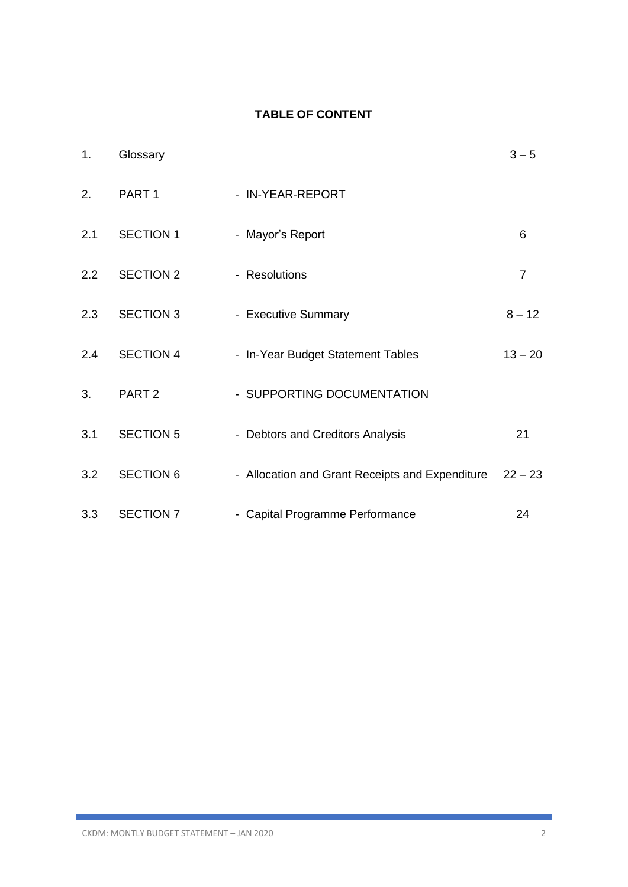**TABLE OF CONTENT**

| | | | |
|---|---|---|---|
| 1. | Glossary | | 3 – 5 |
| 2. | PART 1 | - IN-YEAR-REPORT | |
| 2.1 | SECTION 1 | - Mayor's Report | 6 |
| 2.2 | SECTION 2 | - Resolutions | 7 |
| 2.3 | SECTION 3 | - Executive Summary | 8 – 12 |
| 2.4 | SECTION 4 | - In-Year Budget Statement Tables | 13 – 20 |
| 3. | PART 2 | - SUPPORTING DOCUMENTATION | |
| 3.1 | SECTION 5 | - Debtors and Creditors Analysis | 21 |
| 3.2 | SECTION 6 | - Allocation and Grant Receipts and Expenditure | 22 – 23 |
| 3.3 | SECTION 7 | - Capital Programme Performance | 24 |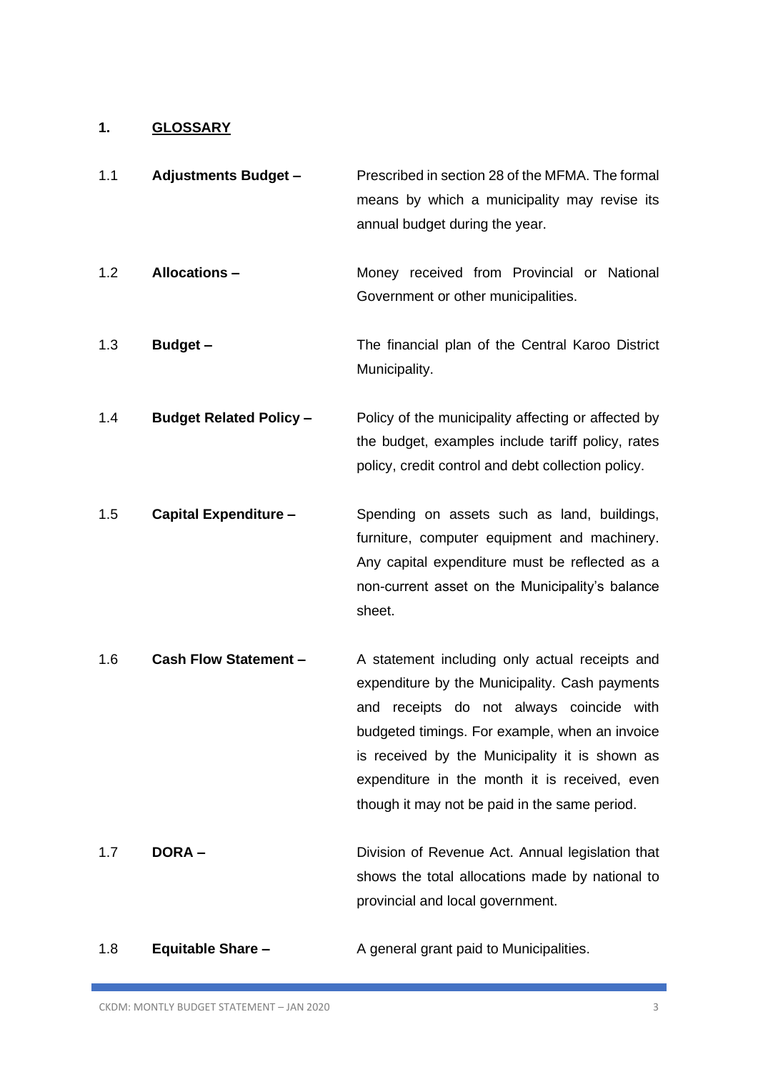## 1. GLOSSARY

| | | |
|---|---|---|
| 1.1 | **Adjustments Budget –** | Prescribed in section 28 of the MFMA. The formal means by which a municipality may revise its annual budget during the year. |
| 1.2 | **Allocations –** | Money received from Provincial or National Government or other municipalities. |
| 1.3 | **Budget –** | The financial plan of the Central Karoo District Municipality. |
| 1.4 | **Budget Related Policy –** | Policy of the municipality affecting or affected by the budget, examples include tariff policy, rates policy, credit control and debt collection policy. |
| 1.5 | **Capital Expenditure –** | Spending on assets such as land, buildings, furniture, computer equipment and machinery. Any capital expenditure must be reflected as a non-current asset on the Municipality's balance sheet. |
| 1.6 | **Cash Flow Statement –** | A statement including only actual receipts and expenditure by the Municipality. Cash payments and receipts do not always coincide with budgeted timings. For example, when an invoice is received by the Municipality it is shown as expenditure in the month it is received, even though it may not be paid in the same period. |
| 1.7 | **DORA –** | Division of Revenue Act. Annual legislation that shows the total allocations made by national to provincial and local government. |
| 1.8 | **Equitable Share –** | A general grant paid to Municipalities. |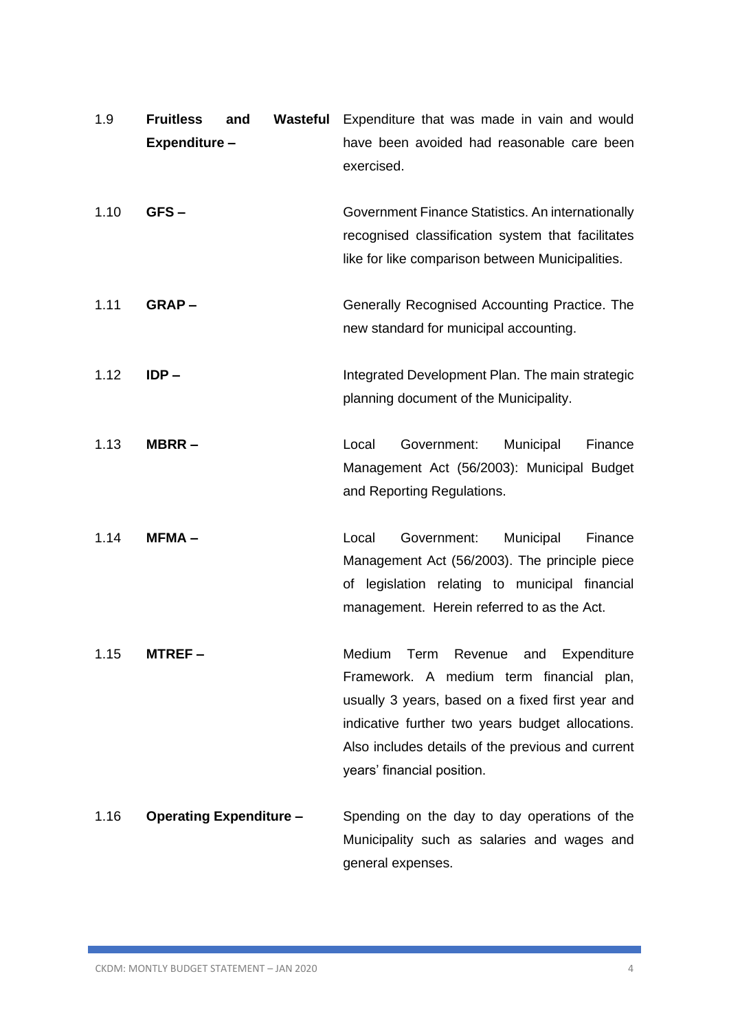1.9 **Fruitless and Wasteful Expenditure –** Expenditure that was made in vain and would have been avoided had reasonable care been exercised.

1.10 **GFS –** Government Finance Statistics. An internationally recognised classification system that facilitates like for like comparison between Municipalities.

1.11 **GRAP –** Generally Recognised Accounting Practice. The new standard for municipal accounting.

1.12 **IDP –** Integrated Development Plan. The main strategic planning document of the Municipality.

1.13 **MBRR –** Local Government: Municipal Finance Management Act (56/2003): Municipal Budget and Reporting Regulations.

1.14 **MFMA –** Local Government: Municipal Finance Management Act (56/2003). The principle piece of legislation relating to municipal financial management. Herein referred to as the Act.

1.15 **MTREF –** Medium Term Revenue and Expenditure Framework. A medium term financial plan, usually 3 years, based on a fixed first year and indicative further two years budget allocations. Also includes details of the previous and current years' financial position.

1.16 **Operating Expenditure –** Spending on the day to day operations of the Municipality such as salaries and wages and general expenses.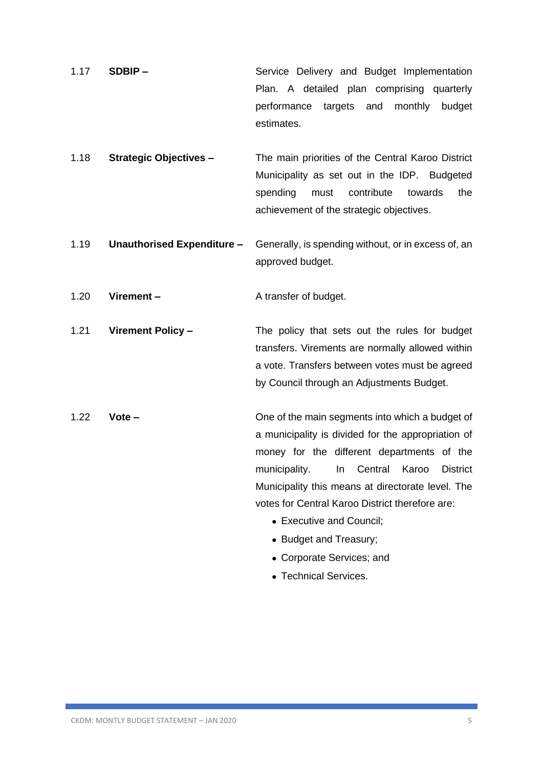1.17 **SDBIP –** Service Delivery and Budget Implementation Plan. A detailed plan comprising quarterly performance targets and monthly budget estimates.

1.18 **Strategic Objectives –** The main priorities of the Central Karoo District Municipality as set out in the IDP. Budgeted spending must contribute towards the achievement of the strategic objectives.

1.19 **Unauthorised Expenditure –** Generally, is spending without, or in excess of, an approved budget.

1.20 **Virement –** A transfer of budget.

1.21 **Virement Policy –** The policy that sets out the rules for budget transfers. Virements are normally allowed within a vote. Transfers between votes must be agreed by Council through an Adjustments Budget.

1.22 **Vote –** One of the main segments into which a budget of a municipality is divided for the appropriation of money for the different departments of the municipality. In Central Karoo District Municipality this means at directorate level. The votes for Central Karoo District therefore are:

- Executive and Council;
- Budget and Treasury;
- Corporate Services; and
- Technical Services.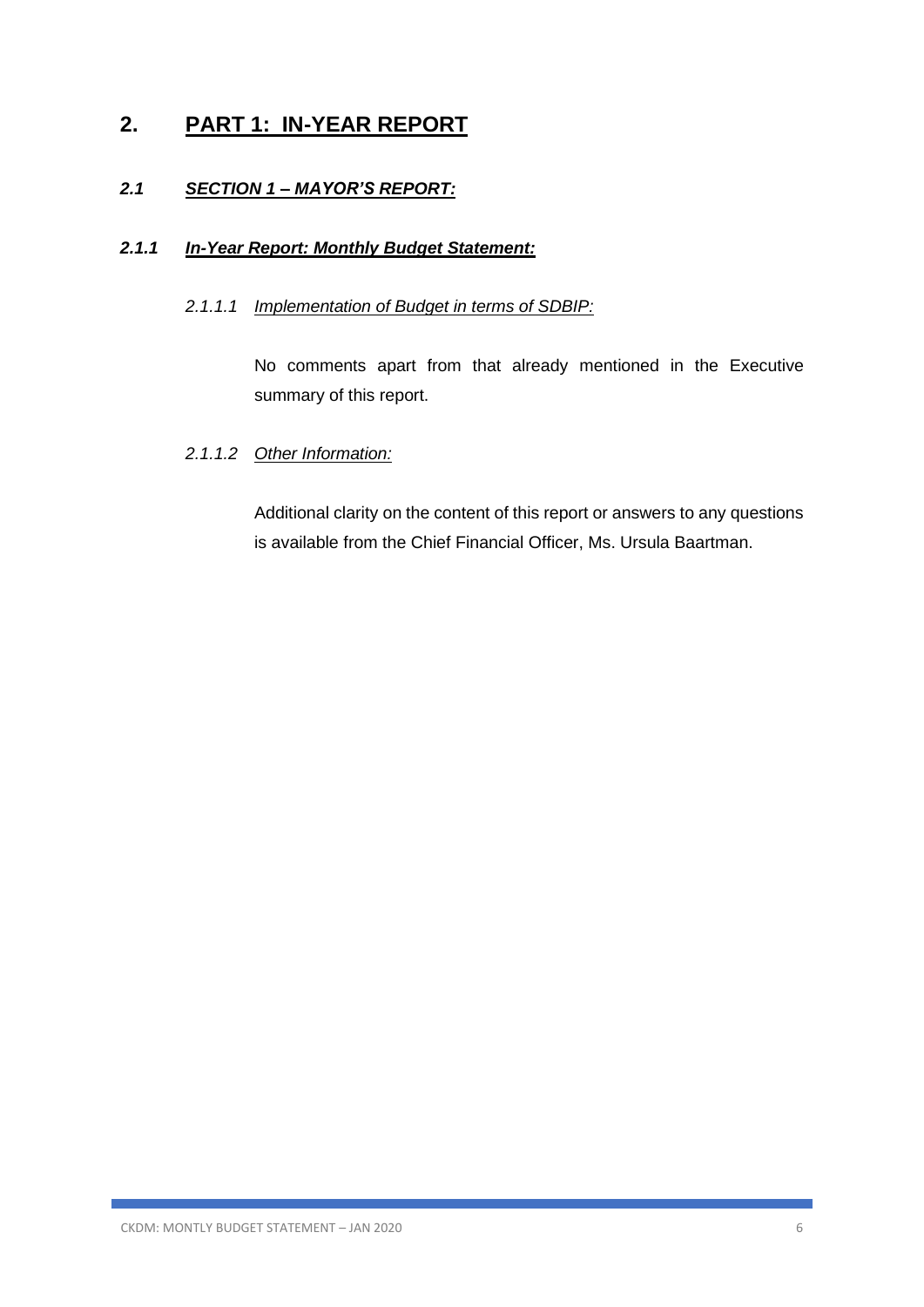# 2. PART 1: IN-YEAR REPORT

## *2.1 SECTION 1 – MAYOR'S REPORT:*

### *2.1.1 In-Year Report: Monthly Budget Statement:*

#### *2.1.1.1 Implementation of Budget in terms of SDBIP:*

No comments apart from that already mentioned in the Executive summary of this report.

#### *2.1.1.2 Other Information:*

Additional clarity on the content of this report or answers to any questions is available from the Chief Financial Officer, Ms. Ursula Baartman.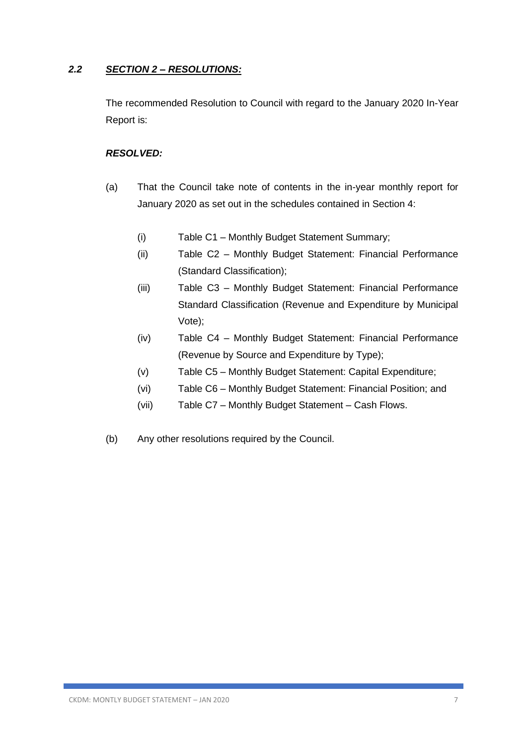## *2.2 SECTION 2 – RESOLUTIONS:*

The recommended Resolution to Council with regard to the January 2020 In-Year Report is:

***RESOLVED:***

(a) That the Council take note of contents in the in-year monthly report for January 2020 as set out in the schedules contained in Section 4:

- (i) Table C1 – Monthly Budget Statement Summary;
- (ii) Table C2 – Monthly Budget Statement: Financial Performance (Standard Classification);
- (iii) Table C3 – Monthly Budget Statement: Financial Performance Standard Classification (Revenue and Expenditure by Municipal Vote);
- (iv) Table C4 – Monthly Budget Statement: Financial Performance (Revenue by Source and Expenditure by Type);
- (v) Table C5 – Monthly Budget Statement: Capital Expenditure;
- (vi) Table C6 – Monthly Budget Statement: Financial Position; and
- (vii) Table C7 – Monthly Budget Statement – Cash Flows.

(b) Any other resolutions required by the Council.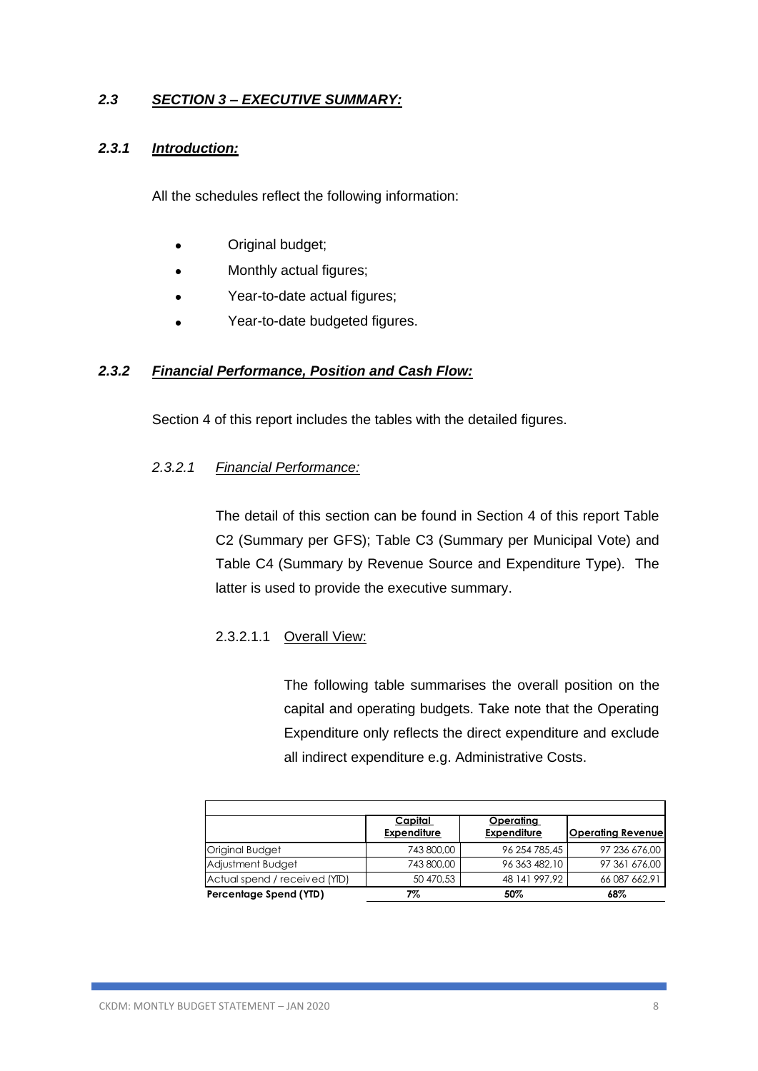### *2.3 SECTION 3 – EXECUTIVE SUMMARY:*

### *2.3.1 Introduction:*

All the schedules reflect the following information:

- Original budget;
- Monthly actual figures;
- Year-to-date actual figures;
- Year-to-date budgeted figures.

### *2.3.2 Financial Performance, Position and Cash Flow:*

Section 4 of this report includes the tables with the detailed figures.

#### *2.3.2.1 Financial Performance:*

The detail of this section can be found in Section 4 of this report Table C2 (Summary per GFS); Table C3 (Summary per Municipal Vote) and Table C4 (Summary by Revenue Source and Expenditure Type). The latter is used to provide the executive summary.

##### 2.3.2.1.1 Overall View:

The following table summarises the overall position on the capital and operating budgets. Take note that the Operating Expenditure only reflects the direct expenditure and exclude all indirect expenditure e.g. Administrative Costs.

| | Capital Expenditure | Operating Expenditure | Operating Revenue |
|---|---|---|---|
| Original Budget | 743 800,00 | 96 254 785,45 | 97 236 676,00 |
| Adjustment Budget | 743 800,00 | 96 363 482,10 | 97 361 676,00 |
| Actual spend / received (YTD) | 50 470,53 | 48 141 997,92 | 66 087 662,91 |
| **Percentage Spend (YTD)** | **7%** | **50%** | **68%** |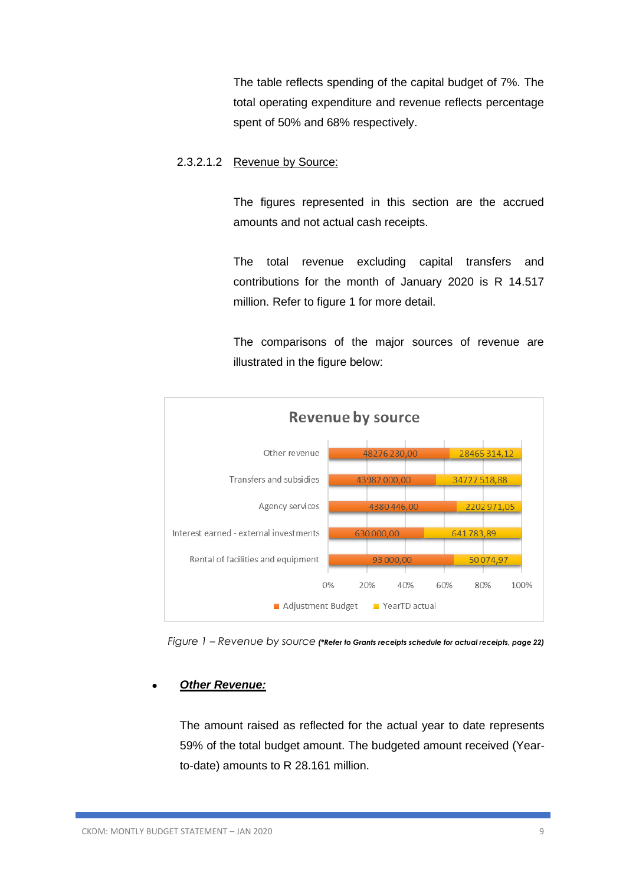The table reflects spending of the capital budget of 7%. The total operating expenditure and revenue reflects percentage spent of 50% and 68% respectively.

#### 2.3.2.1.2 Revenue by Source:

The figures represented in this section are the accrued amounts and not actual cash receipts.

The total revenue excluding capital transfers and contributions for the month of January 2020 is R 14.517 million. Refer to figure 1 for more detail.

The comparisons of the major sources of revenue are illustrated in the figure below:

**Revenue by source**

| | Adjustment Budget | YearTD actual |
|---|---|---|
| Other revenue | 48276 230,00 | 28465 314,12 |
| Transfers and subsidies | 43982 000,00 | 34727 518,88 |
| Agency services | 4380 446,00 | 2202 971,05 |
| Interest earned - external investments | 630 000,00 | 641 783,89 |
| Rental of facilities and equipment | 93 000,00 | 50 074,97 |

*Figure 1 – Revenue by source* ***(\*Refer to Grants receipts schedule for actual receipts, page 22)***

- ***Other Revenue:***

The amount raised as reflected for the actual year to date represents 59% of the total budget amount. The budgeted amount received (Year-to-date) amounts to R 28.161 million.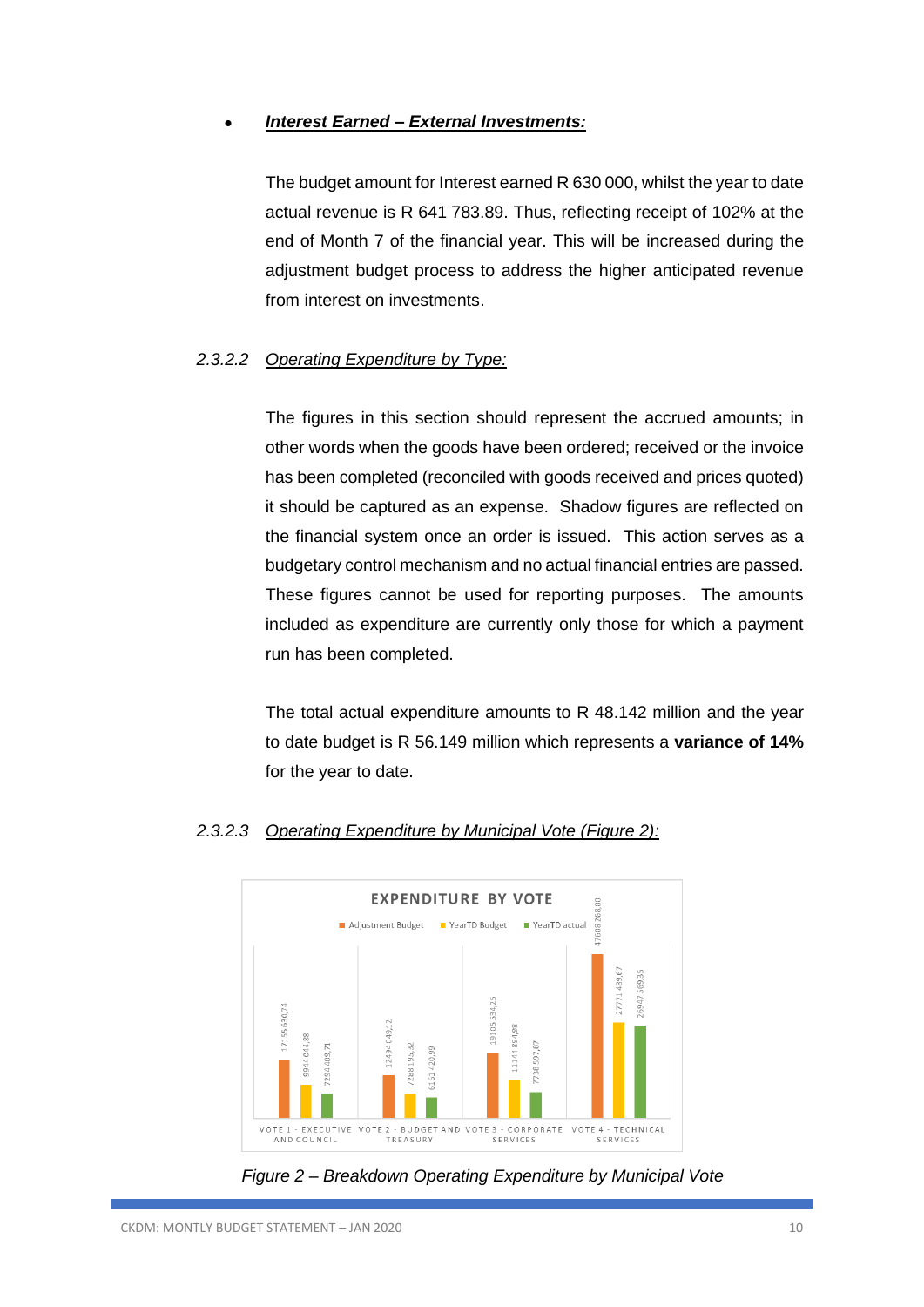- ***Interest Earned – External Investments:***

  The budget amount for Interest earned R 630 000, whilst the year to date actual revenue is R 641 783.89. Thus, reflecting receipt of 102% at the end of Month 7 of the financial year. This will be increased during the adjustment budget process to address the higher anticipated revenue from interest on investments.

### 2.3.2.2 Operating Expenditure by Type:

The figures in this section should represent the accrued amounts; in other words when the goods have been ordered; received or the invoice has been completed (reconciled with goods received and prices quoted) it should be captured as an expense. Shadow figures are reflected on the financial system once an order is issued. This action serves as a budgetary control mechanism and no actual financial entries are passed. These figures cannot be used for reporting purposes. The amounts included as expenditure are currently only those for which a payment run has been completed.

The total actual expenditure amounts to R 48.142 million and the year to date budget is R 56.149 million which represents a **variance of 14%** for the year to date.

### 2.3.2.3 Operating Expenditure by Municipal Vote (Figure 2):

**EXPENDITURE BY VOTE**

| Vote | Adjustment Budget | YearTD Budget | YearTD actual |
|---|---|---|---|
| VOTE 1 - EXECUTIVE AND COUNCIL | 17 155 630,74 | 9 944 044,88 | 7 294 409,71 |
| VOTE 2 - BUDGET AND TREASURY | 12 494 049,12 | 7 288 195,32 | 6 161 420,99 |
| VOTE 3 - CORPORATE SERVICES | 19 105 534,25 | 11 144 894,98 | 7 738 597,87 |
| VOTE 4 - TECHNICAL SERVICES | 47 608 268,00 | 27 771 489,67 | 26 947 569,35 |

*Figure 2 – Breakdown Operating Expenditure by Municipal Vote*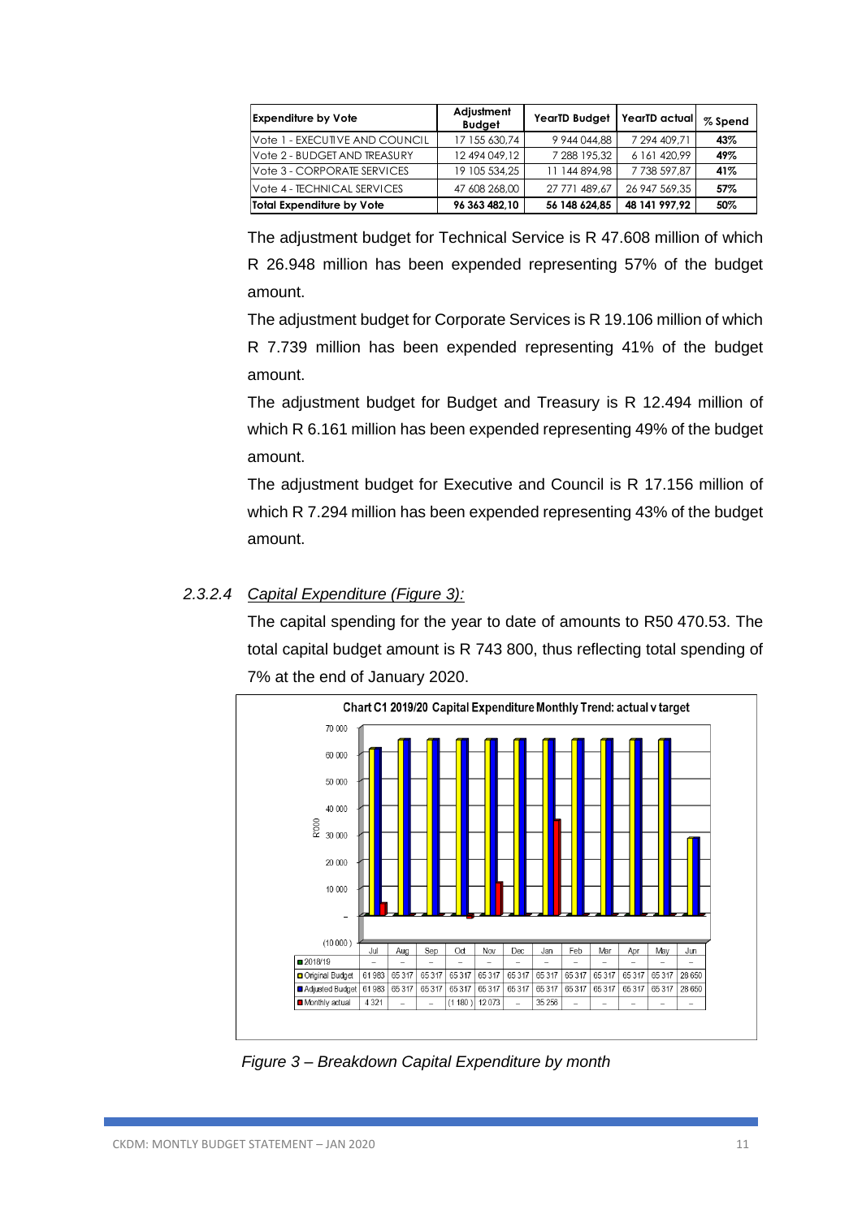| Expenditure by Vote | Adjustment Budget | YearTD Budget | YearTD actual | % Spend |
|---|---|---|---|---|
| Vote 1 - EXECUTIVE AND COUNCIL | 17 155 630,74 | 9 944 044,88 | 7 294 409,71 | 43% |
| Vote 2 - BUDGET AND TREASURY | 12 494 049,12 | 7 288 195,32 | 6 161 420,99 | 49% |
| Vote 3 - CORPORATE SERVICES | 19 105 534,25 | 11 144 894,98 | 7 738 597,87 | 41% |
| Vote 4 - TECHNICAL SERVICES | 47 608 268,00 | 27 771 489,67 | 26 947 569,35 | 57% |
| **Total Expenditure by Vote** | **96 363 482,10** | **56 148 624,85** | **48 141 997,92** | **50%** |

The adjustment budget for Technical Service is R 47.608 million of which R 26.948 million has been expended representing 57% of the budget amount.

The adjustment budget for Corporate Services is R 19.106 million of which R 7.739 million has been expended representing 41% of the budget amount.

The adjustment budget for Budget and Treasury is R 12.494 million of which R 6.161 million has been expended representing 49% of the budget amount.

The adjustment budget for Executive and Council is R 17.156 million of which R 7.294 million has been expended representing 43% of the budget amount.

### 2.3.2.4 *Capital Expenditure (Figure 3):*

The capital spending for the year to date of amounts to R50 470.53. The total capital budget amount is R 743 800, thus reflecting total spending of 7% at the end of January 2020.

**Chart C1 2019/20 Capital Expenditure Monthly Trend: actual v target**

| | Jul | Aug | Sep | Oct | Nov | Dec | Jan | Feb | Mar | Apr | May | Jun |
|---|---|---|---|---|---|---|---|---|---|---|---|---|
| 2018/19 | – | – | – | – | – | – | – | – | – | – | – | – |
| Original Budget | 61 983 | 65 317 | 65 317 | 65 317 | 65 317 | 65 317 | 65 317 | 65 317 | 65 317 | 65 317 | 65 317 | 28 650 |
| Adjusted Budget | 61 983 | 65 317 | 65 317 | 65 317 | 65 317 | 65 317 | 65 317 | 65 317 | 65 317 | 65 317 | 65 317 | 28 650 |
| Monthly actual | 4 321 | – | – | (1 180) | 12 073 | – | 35 256 | – | – | – | – | – |

*Figure 3 – Breakdown Capital Expenditure by month*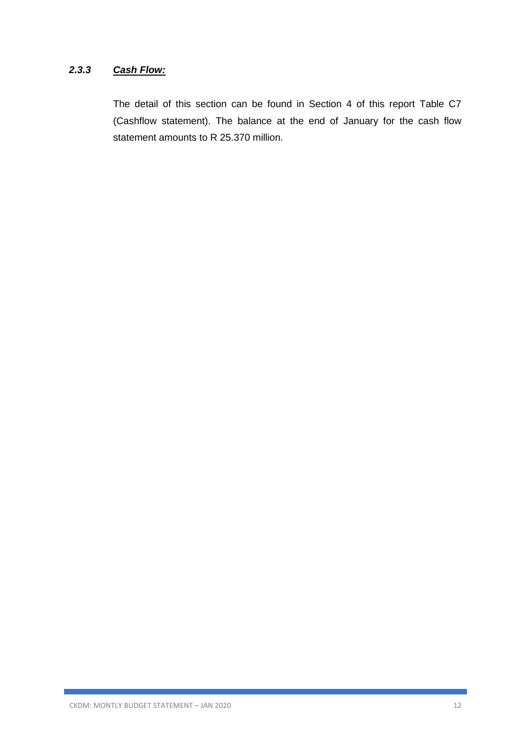### *2.3.3 Cash Flow:*

The detail of this section can be found in Section 4 of this report Table C7 (Cashflow statement). The balance at the end of January for the cash flow statement amounts to R 25.370 million.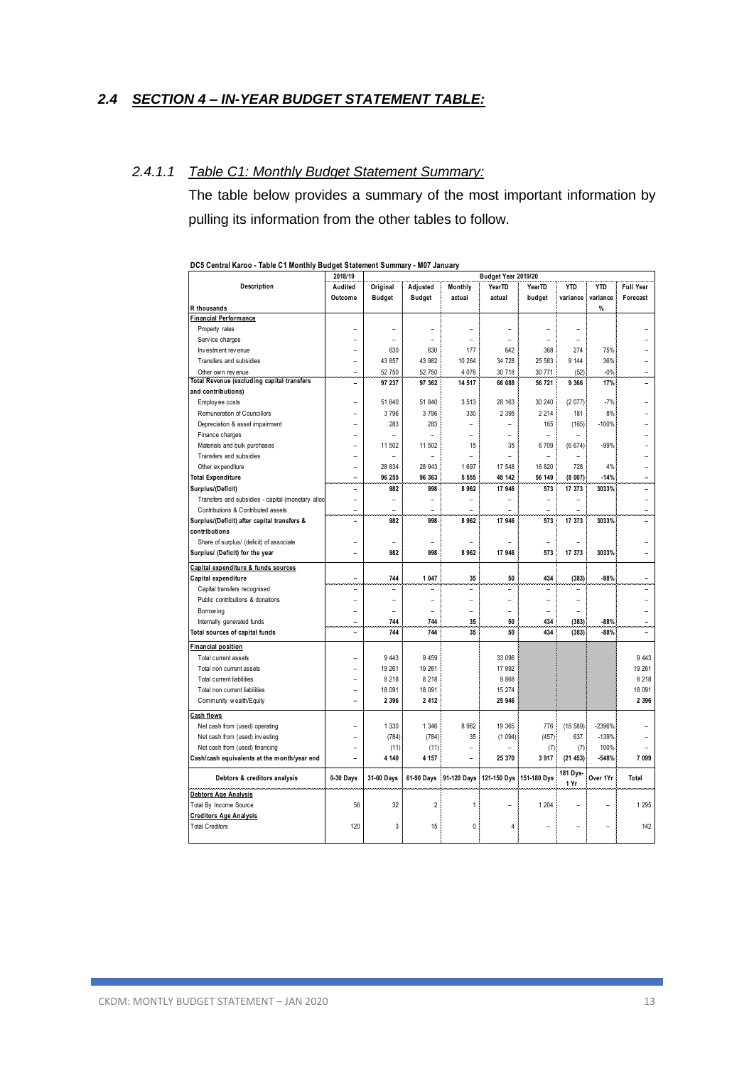## *2.4 SECTION 4 – IN-YEAR BUDGET STATEMENT TABLE:*

### *2.4.1.1 Table C1: Monthly Budget Statement Summary:*

The table below provides a summary of the most important information by pulling its information from the other tables to follow.

**DC5 Central Karoo - Table C1 Monthly Budget Statement Summary - M07 January**

| Description | 2018/19 | Budget Year 2019/20 | | | | | | | |
|---|---|---|---|---|---|---|---|---|---|
| | Audited Outcome | Original Budget | Adjusted Budget | Monthly actual | YearTD actual | YearTD budget | YTD variance | YTD variance | Full Year Forecast |
| R thousands | | | | | | | | % | |
| **Financial Performance** | | | | | | | | | |
| Property rates | – | – | – | – | – | – | – | | – |
| Service charges | – | – | – | – | – | – | – | | – |
| Investment revenue | – | 630 | 630 | 177 | 642 | 368 | 274 | 75% | – |
| Transfers and subsidies | – | 43 857 | 43 982 | 10 264 | 34 728 | 25 583 | 9 144 | 36% | – |
| Other own revenue | – | 52 750 | 52 750 | 4 076 | 30 718 | 30 771 | (52) | -0% | – |
| **Total Revenue (excluding capital transfers and contributions)** | – | 97 237 | 97 362 | 14 517 | 66 088 | 56 721 | 9 366 | 17% | – |
| Employee costs | – | 51 840 | 51 840 | 3 513 | 28 163 | 30 240 | (2 077) | -7% | – |
| Remuneration of Councillors | – | 3 796 | 3 796 | 330 | 2 395 | 2 214 | 181 | 8% | – |
| Depreciation & asset impairment | – | 283 | 283 | – | – | 165 | (165) | -100% | – |
| Finance charges | – | – | – | – | – | – | – | | – |
| Materials and bulk purchases | – | 11 502 | 11 502 | 15 | 35 | 6 709 | (6 674) | -99% | – |
| Transfers and subsidies | – | – | – | – | – | – | – | | – |
| Other expenditure | – | 28 834 | 28 943 | 1 697 | 17 548 | 16 820 | 728 | 4% | – |
| **Total Expenditure** | – | 96 255 | 96 363 | 5 555 | 48 142 | 56 149 | (8 007) | -14% | – |
| **Surplus/(Deficit)** | – | 982 | 998 | 8 962 | 17 946 | 573 | 17 373 | 3033% | – |
| Transfers and subsidies - capital (monetary alloc | – | – | – | – | – | – | – | | – |
| Contributions & Contributed assets | – | – | – | – | – | – | – | | – |
| **Surplus/(Deficit) after capital transfers & contributions** | – | 982 | 998 | 8 962 | 17 946 | 573 | 17 373 | 3033% | – |
| Share of surplus/ (deficit) of associate | – | – | – | – | – | – | – | | – |
| **Surplus/ (Deficit) for the year** | – | 982 | 998 | 8 962 | 17 946 | 573 | 17 373 | 3033% | – |
| **Capital expenditure & funds sources** | | | | | | | | | |
| **Capital expenditure** | – | 744 | 1 047 | 35 | 50 | 434 | (383) | -88% | – |
| Capital transfers recognised | – | – | – | – | – | – | – | | – |
| Public contributions & donations | – | – | – | – | – | – | – | | – |
| Borrowing | – | – | – | – | – | – | – | | – |
| Internally generated funds | – | 744 | 744 | 35 | 50 | 434 | (383) | -88% | – |
| **Total sources of capital funds** | – | 744 | 744 | 35 | 50 | 434 | (383) | -88% | – |
| **Financial position** | | | | | | | | | |
| Total current assets | – | 9 443 | 9 459 | | 33 096 | | | | 9 443 |
| Total non current assets | – | 19 261 | 19 261 | | 17 992 | | | | 19 261 |
| Total current liabilities | – | 8 218 | 8 218 | | 9 868 | | | | 8 218 |
| Total non current liabilities | – | 18 091 | 18 091 | | 15 274 | | | | 18 091 |
| Community wealth/Equity | – | 2 396 | 2 412 | | 25 946 | | | | 2 396 |
| **Cash flows** | | | | | | | | | |
| Net cash from (used) operating | – | 1 330 | 1 346 | 8 962 | 19 365 | 776 | (18 589) | -2396% | – |
| Net cash from (used) investing | – | (784) | (784) | 35 | (1 094) | (457) | 637 | -139% | – |
| Net cash from (used) financing | – | (11) | (11) | – | – | (7) | (7) | 100% | – |
| **Cash/cash equivalents at the month/year end** | – | 4 140 | 4 157 | – | 25 370 | 3 917 | (21 453) | -548% | 7 099 |
| **Debtors & creditors analysis** | **0-30 Days** | **31-60 Days** | **61-90 Days** | **91-120 Days** | **121-150 Dys** | **151-180 Dys** | **181 Dys-1 Yr** | **Over 1Yr** | **Total** |
| **Debtors Age Analysis** | | | | | | | | | |
| Total By Income Source | 56 | 32 | 2 | 1 | – | 1 204 | – | – | 1 295 |
| **Creditors Age Analysis** | | | | | | | | | |
| Total Creditors | 120 | 3 | 15 | 0 | 4 | – | – | – | 142 |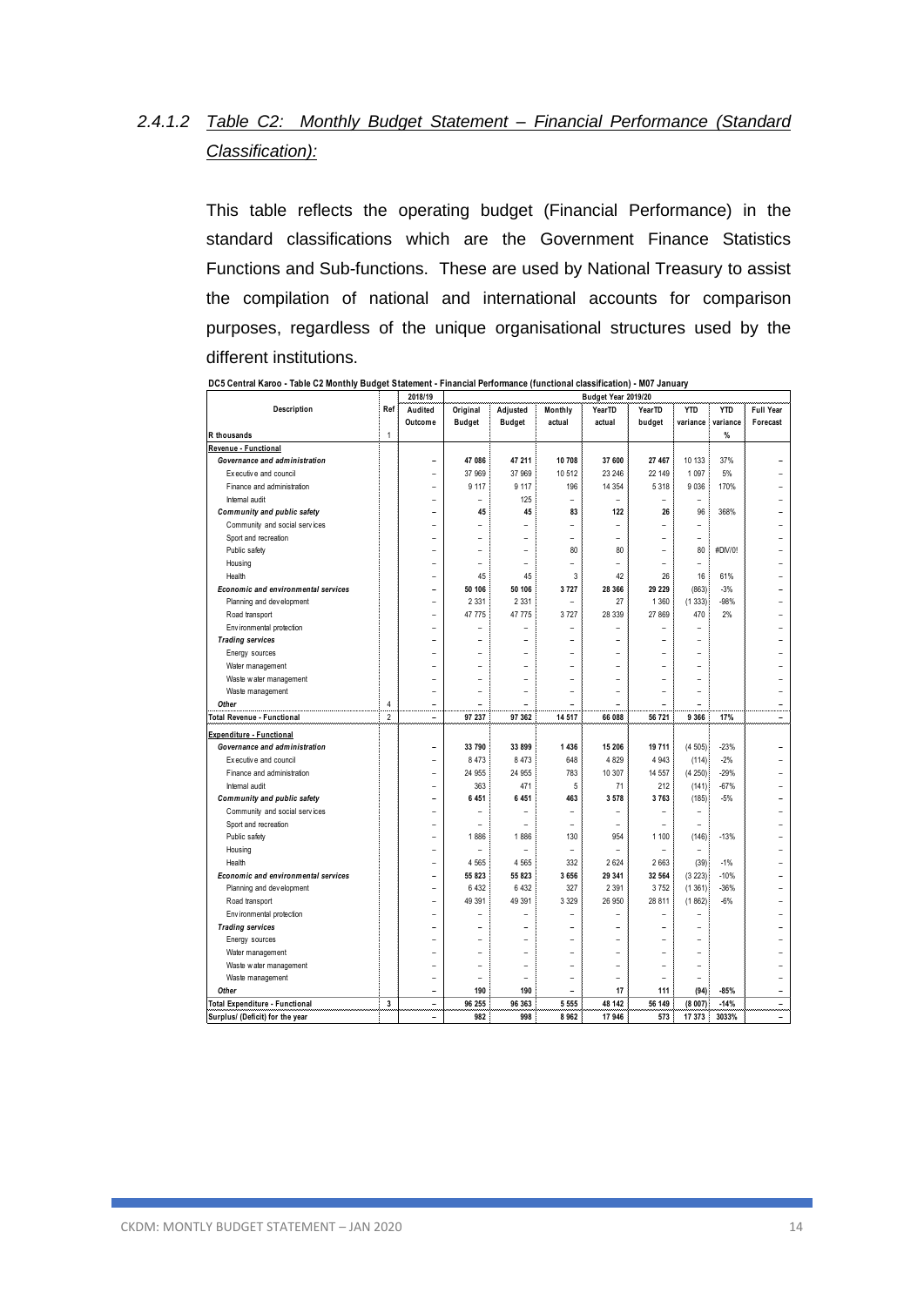### 2.4.1.2 Table C2: Monthly Budget Statement – Financial Performance (Standard Classification):

This table reflects the operating budget (Financial Performance) in the standard classifications which are the Government Finance Statistics Functions and Sub-functions. These are used by National Treasury to assist the compilation of national and international accounts for comparison purposes, regardless of the unique organisational structures used by the different institutions.

**DC5 Central Karoo - Table C2 Monthly Budget Statement - Financial Performance (functional classification) - M07 January**

| Description | Ref | 2018/19 | Budget Year 2019/20 | | | | | | | |
|---|---|---|---|---|---|---|---|---|---|---|
| | | Audited Outcome | Original Budget | Adjusted Budget | Monthly actual | YearTD actual | YearTD budget | YTD variance | YTD variance | Full Year Forecast |
| R thousands | 1 | | | | | | | | % | |
| **Revenue - Functional** | | | | | | | | | | |
| ***Governance and administration*** | | – | 47 086 | 47 211 | 10 708 | 37 600 | 27 467 | 10 133 | 37% | – |
| Executive and council | | – | 37 969 | 37 969 | 10 512 | 23 246 | 22 149 | 1 097 | 5% | – |
| Finance and administration | | – | 9 117 | 9 117 | 196 | 14 354 | 5 318 | 9 036 | 170% | – |
| Internal audit | | – | – | 125 | – | – | – | – | | – |
| ***Community and public safety*** | | – | 45 | 45 | 83 | 122 | 26 | 96 | 368% | – |
| Community and social services | | – | – | – | – | – | – | – | | – |
| Sport and recreation | | – | – | – | – | – | – | – | | – |
| Public safety | | – | – | – | 80 | 80 | – | 80 | #DIV/0! | – |
| Housing | | – | – | – | – | – | – | – | | – |
| Health | | – | 45 | 45 | 3 | 42 | 26 | 16 | 61% | – |
| ***Economic and environmental services*** | | – | 50 106 | 50 106 | 3 727 | 28 366 | 29 229 | (863) | -3% | – |
| Planning and development | | – | 2 331 | 2 331 | – | 27 | 1 360 | (1 333) | -98% | – |
| Road transport | | – | 47 775 | 47 775 | 3 727 | 28 339 | 27 869 | 470 | 2% | – |
| Environmental protection | | – | – | – | – | – | – | – | | – |
| ***Trading services*** | | – | – | – | – | – | – | – | | – |
| Energy sources | | – | – | – | – | – | – | – | | – |
| Water management | | – | – | – | – | – | – | – | | – |
| Waste water management | | – | – | – | – | – | – | – | | – |
| Waste management | | – | – | – | – | – | – | – | | – |
| ***Other*** | 4 | – | – | – | – | – | – | – | | – |
| **Total Revenue - Functional** | 2 | – | 97 237 | 97 362 | 14 517 | 66 088 | 56 721 | 9 366 | 17% | – |
| **Expenditure - Functional** | | | | | | | | | | |
| ***Governance and administration*** | | – | 33 790 | 33 899 | 1 436 | 15 206 | 19 711 | (4 505) | -23% | – |
| Executive and council | | – | 8 473 | 8 473 | 648 | 4 829 | 4 943 | (114) | -2% | – |
| Finance and administration | | – | 24 955 | 24 955 | 783 | 10 307 | 14 557 | (4 250) | -29% | – |
| Internal audit | | – | 363 | 471 | 5 | 71 | 212 | (141) | -67% | – |
| ***Community and public safety*** | | – | 6 451 | 6 451 | 463 | 3 578 | 3 763 | (185) | -5% | – |
| Community and social services | | – | – | – | – | – | – | – | | – |
| Sport and recreation | | – | – | – | – | – | – | – | | – |
| Public safety | | – | 1 886 | 1 886 | 130 | 954 | 1 100 | (146) | -13% | – |
| Housing | | – | – | – | – | – | – | – | | – |
| Health | | – | 4 565 | 4 565 | 332 | 2 624 | 2 663 | (39) | -1% | – |
| ***Economic and environmental services*** | | – | 55 823 | 55 823 | 3 656 | 29 341 | 32 564 | (3 223) | -10% | – |
| Planning and development | | – | 6 432 | 6 432 | 327 | 2 391 | 3 752 | (1 361) | -36% | – |
| Road transport | | – | 49 391 | 49 391 | 3 329 | 26 950 | 28 811 | (1 862) | -6% | – |
| Environmental protection | | – | – | – | – | – | – | – | | – |
| ***Trading services*** | | – | – | – | – | – | – | – | | – |
| Energy sources | | – | – | – | – | – | – | – | | – |
| Water management | | – | – | – | – | – | – | – | | – |
| Waste water management | | – | – | – | – | – | – | – | | – |
| Waste management | | – | – | – | – | – | – | – | | – |
| ***Other*** | | – | 190 | 190 | – | 17 | 111 | (94) | -85% | – |
| **Total Expenditure - Functional** | 3 | – | 96 255 | 96 363 | 5 555 | 48 142 | 56 149 | (8 007) | -14% | – |
| **Surplus/ (Deficit) for the year** | | – | 982 | 998 | 8 962 | 17 946 | 573 | 17 373 | 3033% | – |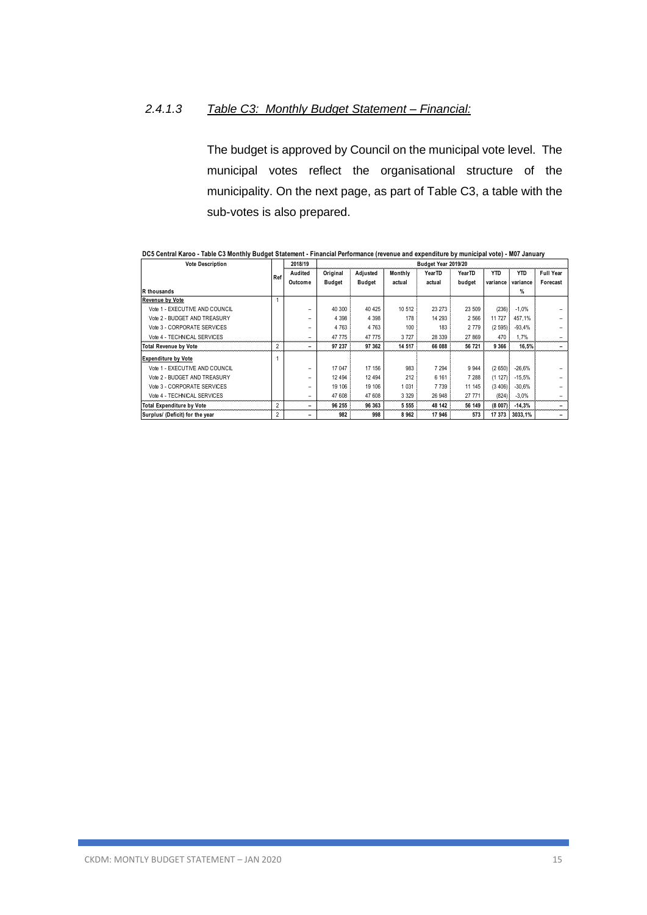### 2.4.1.3 *Table C3: Monthly Budget Statement – Financial:*

The budget is approved by Council on the municipal vote level. The municipal votes reflect the organisational structure of the municipality. On the next page, as part of Table C3, a table with the sub-votes is also prepared.

**DC5 Central Karoo - Table C3 Monthly Budget Statement - Financial Performance (revenue and expenditure by municipal vote) - M07 January**

| Vote Description | Ref | 2018/19 | Budget Year 2019/20 | | | | | | | |
|---|---|---|---|---|---|---|---|---|---|---|
| | | Audited Outcome | Original Budget | Adjusted Budget | Monthly actual | YearTD actual | YearTD budget | YTD variance | YTD variance | Full Year Forecast |
| R thousands | | | | | | | | | % | |
| **Revenue by Vote** | 1 | | | | | | | | | |
| Vote 1 - EXECUTIVE AND COUNCIL | | – | 40 300 | 40 425 | 10 512 | 23 273 | 23 509 | (236) | -1,0% | – |
| Vote 2 - BUDGET AND TREASURY | | – | 4 398 | 4 398 | 178 | 14 293 | 2 566 | 11 727 | 457,1% | – |
| Vote 3 - CORPORATE SERVICES | | – | 4 763 | 4 763 | 100 | 183 | 2 779 | (2 595) | -93,4% | – |
| Vote 4 - TECHNICAL SERVICES | | – | 47 775 | 47 775 | 3 727 | 28 339 | 27 869 | 470 | 1,7% | – |
| **Total Revenue by Vote** | 2 | – | **97 237** | **97 362** | **14 517** | **66 088** | **56 721** | **9 366** | **16,5%** | – |
| **Expenditure by Vote** | 1 | | | | | | | | | |
| Vote 1 - EXECUTIVE AND COUNCIL | | – | 17 047 | 17 156 | 983 | 7 294 | 9 944 | (2 650) | -26,6% | – |
| Vote 2 - BUDGET AND TREASURY | | – | 12 494 | 12 494 | 212 | 6 161 | 7 288 | (1 127) | -15,5% | – |
| Vote 3 - CORPORATE SERVICES | | – | 19 106 | 19 106 | 1 031 | 7 739 | 11 145 | (3 406) | -30,6% | – |
| Vote 4 - TECHNICAL SERVICES | | – | 47 608 | 47 608 | 3 329 | 26 948 | 27 771 | (824) | -3,0% | – |
| **Total Expenditure by Vote** | 2 | – | **96 255** | **96 363** | **5 555** | **48 142** | **56 149** | **(8 007)** | **-14,3%** | – |
| **Surplus/ (Deficit) for the year** | 2 | – | **982** | **998** | **8 962** | **17 946** | **573** | **17 373** | **3033,1%** | – |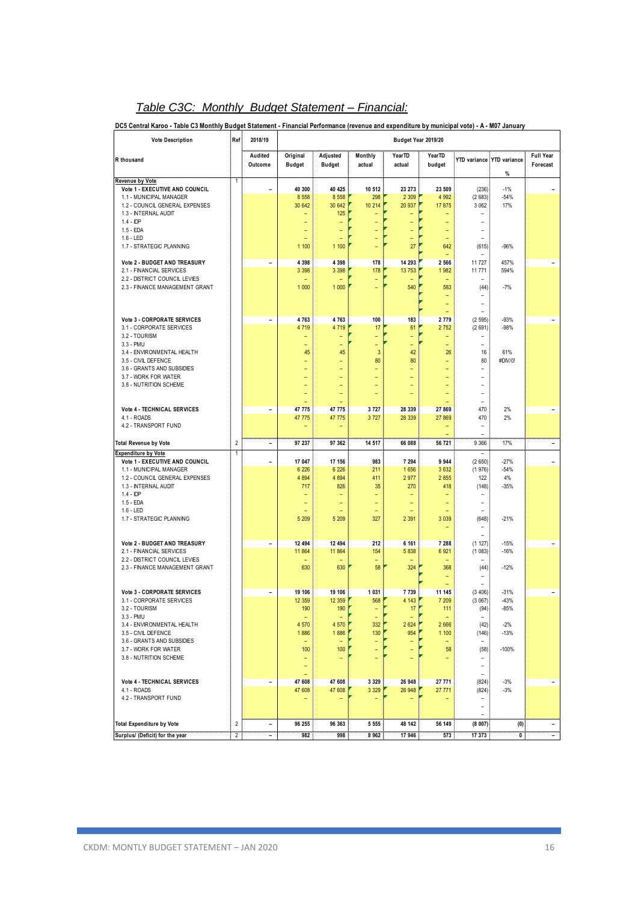## *Table C3C: Monthly Budget Statement – Financial:*

**DC5 Central Karoo - Table C3 Monthly Budget Statement - Financial Performance (revenue and expenditure by municipal vote) - A - M07 January**

| Vote Description | Ref | 2018/19 | Budget Year 2019/20 | | | | | | | |
|---|---|---|---|---|---|---|---|---|---|---|
| R thousand | | Audited Outcome | Original Budget | Adjusted Budget | Monthly actual | YearTD actual | YearTD budget | YTD variance | YTD variance % | Full Year Forecast |
| **Revenue by Vote** | 1 | | | | | | | | | |
| **Vote 1 - EXECUTIVE AND COUNCIL** | | – | 40 300 | 40 425 | 10 512 | 23 273 | 23 509 | (236) | -1% | – |
| 1.1 - MUNICIPAL MANAGER | | | 8 558 | 8 558 | 298 | 2 309 | 4 992 | (2 683) | -54% | |
| 1.2 - COUNCIL GENERAL EXPENSES | | | 30 642 | 30 642 | 10 214 | 20 937 | 17 875 | 3 062 | 17% | |
| 1.3 - INTERNAL AUDIT | | | – | 125 | – | – | – | – | | |
| 1.4 - IDP | | | – | – | – | – | – | – | | |
| 1.5 - EDA | | | – | – | – | – | – | – | | |
| 1.6 - LED | | | – | – | – | – | – | – | | |
| 1.7 - STRATEGIC PLANNING | | | 1 100 | 1 100 | – | 27 | 642 | (615) | -96% | |
| | | | | | | | – | – | | |
| **Vote 2 - BUDGET AND TREASURY** | | – | 4 398 | 4 398 | 178 | 14 293 | 2 566 | 11 727 | 457% | – |
| 2.1 - FINANCIAL SERVICES | | | 3 398 | 3 398 | 178 | 13 753 | 1 982 | 11 771 | 594% | |
| 2.2 - DISTRICT COUNCIL LEVIES | | | – | – | – | – | – | – | | |
| 2.3 - FINANCE MANAGEMENT GRANT | | | 1 000 | 1 000 | – | 540 | 583 | (44) | -7% | |
| | | | | | | | – | – | | |
| | | | | | | | – | – | | |
| | | | | | | | – | – | | |
| **Vote 3 - CORPORATE SERVICES** | | – | 4 763 | 4 763 | 100 | 183 | 2 779 | (2 595) | -93% | – |
| 3.1 - CORPORATE SERVICES | | | 4 719 | 4 719 | 17 | 61 | 2 752 | (2 691) | -98% | |
| 3.2 - TOURISM | | | – | – | – | – | – | – | | |
| 3.3 - PMU | | | – | – | – | – | – | – | | |
| 3.4 - ENVIRONMENTAL HEALTH | | | 45 | 45 | 3 | 42 | 26 | 16 | 61% | |
| 3.5 - CIVIL DEFENCE | | | – | – | 80 | 80 | – | 80 | #DIV/0! | |
| 3.6 - GRANTS AND SUBSIDIES | | | – | – | – | – | – | – | | |
| 3.7 - WORK FOR WATER | | | – | – | – | – | – | – | | |
| 3.8 - NUTRITION SCHEME | | | – | – | – | – | – | – | | |
| | | | – | – | – | – | – | – | | |
| | | | – | – | | | – | – | | |
| **Vote 4 - TECHNICAL SERVICES** | | – | 47 775 | 47 775 | 3 727 | 28 339 | 27 869 | 470 | 2% | – |
| 4.1 - ROADS | | | 47 775 | 47 775 | 3 727 | 28 339 | 27 869 | 470 | 2% | |
| 4.2 - TRANSPORT FUND | | | – | – | | | – | – | | |
| | | | | | | | – | – | | |
| **Total Revenue by Vote** | 2 | – | 97 237 | 97 362 | 14 517 | 66 088 | 56 721 | 9 366 | 17% | – |
| **Expenditure by Vote** | 1 | | | | | | | – | | |
| **Vote 1 - EXECUTIVE AND COUNCIL** | | – | 17 047 | 17 156 | 983 | 7 294 | 9 944 | (2 650) | -27% | – |
| 1.1 - MUNICIPAL MANAGER | | | 6 226 | 6 226 | 211 | 1 656 | 3 632 | (1 976) | -54% | |
| 1.2 - COUNCIL GENERAL EXPENSES | | | 4 894 | 4 894 | 411 | 2 977 | 2 855 | 122 | 4% | |
| 1.3 - INTERNAL AUDIT | | | 717 | 826 | 35 | 270 | 418 | (148) | -35% | |
| 1.4 - IDP | | | – | – | – | – | – | – | | |
| 1.5 - EDA | | | – | – | – | – | – | – | | |
| 1.6 - LED | | | – | – | – | – | – | – | | |
| 1.7 - STRATEGIC PLANNING | | | 5 209 | 5 209 | 327 | 2 391 | 3 039 | (648) | -21% | |
| | | | | | | | – | – | | |
| | | | | | | | | – | | |
| **Vote 2 - BUDGET AND TREASURY** | | – | 12 494 | 12 494 | 212 | 6 161 | 7 288 | (1 127) | -15% | – |
| 2.1 - FINANCIAL SERVICES | | | 11 864 | 11 864 | 154 | 5 838 | 6 921 | (1 083) | -16% | |
| 2.2 - DISTRICT COUNCIL LEVIES | | | – | – | – | – | – | – | | |
| 2.3 - FINANCE MANAGEMENT GRANT | | | 630 | 630 | 58 | 324 | 368 | (44) | -12% | |
| | | | | | | | – | – | | |
| | | | | | | | – | – | | |
| **Vote 3 - CORPORATE SERVICES** | | – | 19 106 | 19 106 | 1 031 | 7 739 | 11 145 | (3 406) | -31% | – |
| 3.1 - CORPORATE SERVICES | | | 12 359 | 12 359 | 568 | 4 143 | 7 209 | (3 067) | -43% | |
| 3.2 - TOURISM | | | 190 | 190 | – | 17 | 111 | (94) | -85% | |
| 3.3 - PMU | | | – | – | – | – | – | – | | |
| 3.4 - ENVIRONMENTAL HEALTH | | | 4 570 | 4 570 | 332 | 2 624 | 2 666 | (42) | -2% | |
| 3.5 - CIVIL DEFENCE | | | 1 886 | 1 886 | 130 | 954 | 1 100 | (146) | -13% | |
| 3.6 - GRANTS AND SUBSIDIES | | | – | – | – | – | – | – | | |
| 3.7 - WORK FOR WATER | | | 100 | 100 | – | – | 58 | (58) | -100% | |
| 3.8 - NUTRITION SCHEME | | | – | – | – | – | – | – | | |
| | | | – | | | | | – | | |
| | | | – | | | | | – | | |
| **Vote 4 - TECHNICAL SERVICES** | | – | 47 608 | 47 608 | 3 329 | 26 948 | 27 771 | (824) | -3% | – |
| 4.1 - ROADS | | | 47 608 | 47 608 | 3 329 | 26 948 | 27 771 | (824) | -3% | |
| 4.2 - TRANSPORT FUND | | | – | – | – | – | – | – | | |
| | | | | | | | | – | | |
| **Total Expenditure by Vote** | 2 | – | 96 255 | 96 363 | 5 555 | 48 142 | 56 149 | (8 007) | (0) | – |
| **Surplus/ (Deficit) for the year** | 2 | – | 982 | 998 | 8 962 | 17 946 | 573 | 17 373 | 0 | – |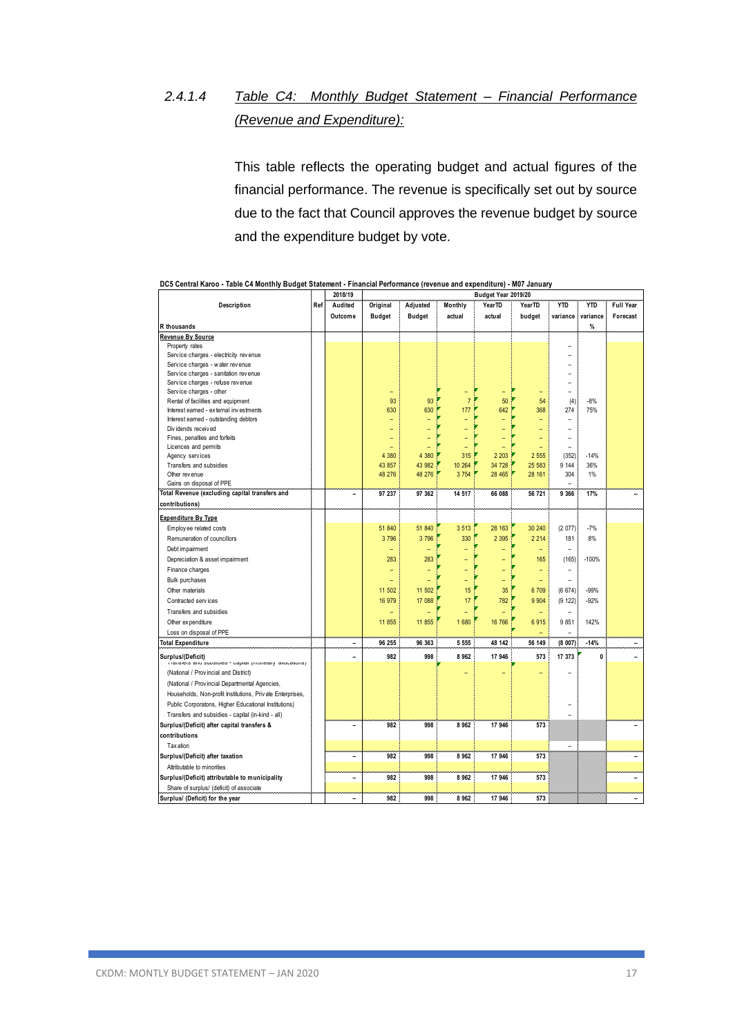### 2.4.1.4 Table C4: Monthly Budget Statement – Financial Performance (Revenue and Expenditure):

This table reflects the operating budget and actual figures of the financial performance. The revenue is specifically set out by source due to the fact that Council approves the revenue budget by source and the expenditure budget by vote.

DC5 Central Karoo - Table C4 Monthly Budget Statement - Financial Performance (revenue and expenditure) - M07 January

| Description | Ref | 2018/19 | Budget Year 2019/20 | | | | | | | |
|---|---|---|---|---|---|---|---|---|---|---|
| | | Audited Outcome | Original Budget | Adjusted Budget | Monthly actual | YearTD actual | YearTD budget | YTD variance | YTD variance | Full Year Forecast |
| R thousands | | | | | | | | | % | |
| **Revenue By Source** | | | | | | | | | | |
| Property rates | | | | | | | | – | | |
| Service charges - electricity revenue | | | | | | | | – | | |
| Service charges - water revenue | | | | | | | | – | | |
| Service charges - sanitation revenue | | | | | | | | – | | |
| Service charges - refuse revenue | | | | | | | | – | | |
| Service charges - other | | | – | | – | – | – | – | | |
| Rental of facilities and equipment | | | 93 | 93 | 7 | 50 | 54 | (4) | -8% | |
| Interest earned - external investments | | | 630 | 630 | 177 | 642 | 368 | 274 | 75% | |
| Interest earned - outstanding debtors | | | – | – | – | – | – | – | | |
| Dividends received | | | – | – | – | – | – | – | | |
| Fines, penalties and forfeits | | | – | – | – | – | – | – | | |
| Licences and permits | | | – | – | – | – | – | – | | |
| Agency services | | | 4 380 | 4 380 | 315 | 2 203 | 2 555 | (352) | -14% | |
| Transfers and subsidies | | | 43 857 | 43 982 | 10 264 | 34 728 | 25 583 | 9 144 | 36% | |
| Other revenue | | | 48 276 | 48 276 | 3 754 | 28 465 | 28 161 | 304 | 1% | |
| Gains on disposal of PPE | | | | | | | | – | | |
| **Total Revenue (excluding capital transfers and contributions)** | | – | 97 237 | 97 362 | 14 517 | 66 088 | 56 721 | 9 366 | 17% | – |
| **Expenditure By Type** | | | | | | | | | | |
| Employee related costs | | | 51 840 | 51 840 | 3 513 | 28 163 | 30 240 | (2 077) | -7% | |
| Remuneration of councillors | | | 3 796 | 3 796 | 330 | 2 395 | 2 214 | 181 | 8% | |
| Debt impairment | | | – | – | – | – | – | – | | |
| Depreciation & asset impairment | | | 283 | 283 | – | – | 165 | (165) | -100% | |
| Finance charges | | | – | – | – | – | – | – | | |
| Bulk purchases | | | – | – | – | – | – | – | | |
| Other materials | | | 11 502 | 11 502 | 15 | 35 | 6 709 | (6 674) | -99% | |
| Contracted services | | | 16 979 | 17 088 | 17 | 782 | 9 904 | (9 122) | -92% | |
| Transfers and subsidies | | | – | – | – | – | – | – | | |
| Other expenditure | | | 11 855 | 11 855 | 1 680 | 16 766 | 6 915 | 9 851 | 142% | |
| Loss on disposal of PPE | | | | | | | – | – | | |
| **Total Expenditure** | | – | 96 255 | 96 363 | 5 555 | 48 142 | 56 149 | (8 007) | -14% | – |
| **Surplus/(Deficit)** | | – | 982 | 998 | 8 962 | 17 946 | 573 | 17 373 | 0 | – |
| Transfers and subsidies - capital (monetary allocations) (National / Provincial and District) | | | | | – | – | – | – | | |
| (National / Provincial Departmental Agencies, Households, Non-profit Institutions, Private Enterprises, Public Corporatons, Higher Educational Institutions) | | | | | | | | – | | |
| Transfers and subsidies - capital (in-kind - all) | | | | | | | | – | | |
| **Surplus/(Deficit) after capital transfers & contributions** | | – | 982 | 998 | 8 962 | 17 946 | 573 | | | – |
| Taxation | | | | | | | | – | | |
| **Surplus/(Deficit) after taxation** | | – | 982 | 998 | 8 962 | 17 946 | 573 | | | – |
| Attributable to minorities | | | | | | | | | | |
| **Surplus/(Deficit) attributable to municipality** | | – | 982 | 998 | 8 962 | 17 946 | 573 | | | – |
| Share of surplus/ (deficit) of associate | | | | | | | | | | |
| **Surplus/ (Deficit) for the year** | | – | 982 | 998 | 8 962 | 17 946 | 573 | | | – |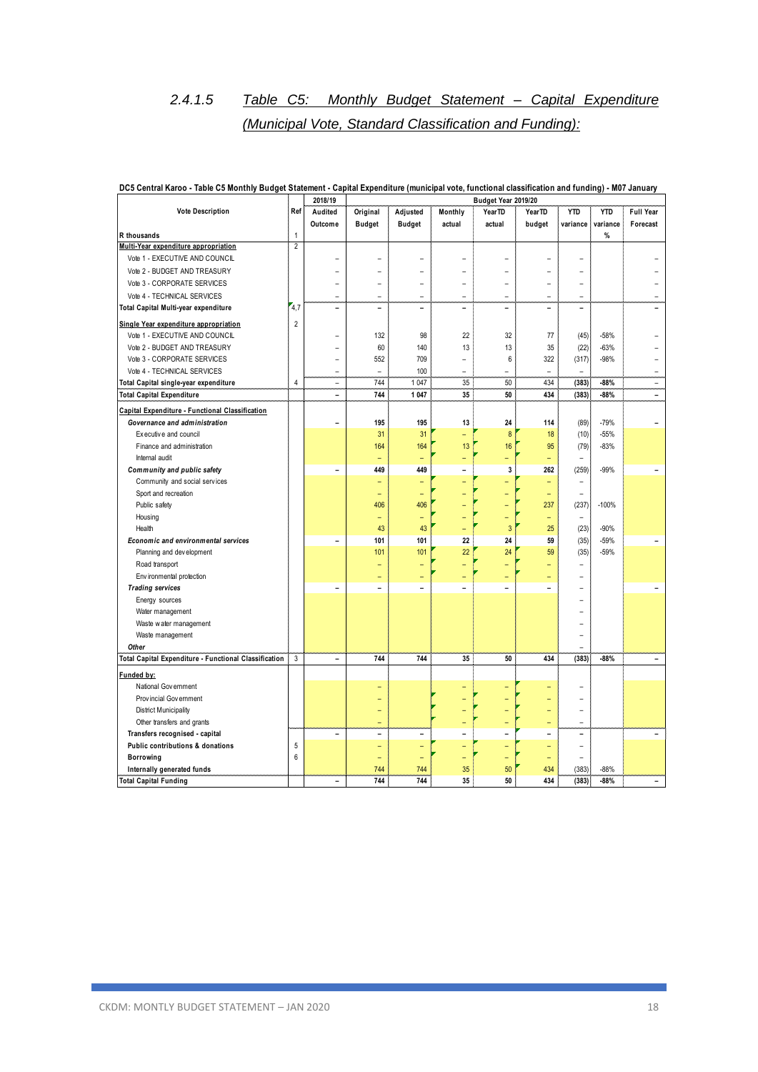## 2.4.1.5 Table C5: Monthly Budget Statement – Capital Expenditure (Municipal Vote, Standard Classification and Funding):

**DC5 Central Karoo - Table C5 Monthly Budget Statement - Capital Expenditure (municipal vote, functional classification and funding) - M07 January**

| Vote Description | Ref | 2018/19 | Budget Year 2019/20 | | | | | | | |
|---|---|---|---|---|---|---|---|---|---|---|
| | | Audited Outcome | Original Budget | Adjusted Budget | Monthly actual | YearTD actual | YearTD budget | YTD variance | YTD variance | Full Year Forecast |
| R thousands | 1 | | | | | | | | % | |
| **Multi-Year expenditure appropriation** | 2 | | | | | | | | | |
| Vote 1 - EXECUTIVE AND COUNCIL | | – | – | – | – | – | – | – | | – |
| Vote 2 - BUDGET AND TREASURY | | – | – | – | – | – | – | – | | – |
| Vote 3 - CORPORATE SERVICES | | – | – | – | – | – | – | – | | – |
| Vote 4 - TECHNICAL SERVICES | | – | – | – | – | – | – | – | | – |
| **Total Capital Multi-year expenditure** | 4,7 | – | – | – | – | – | – | – | | – |
| **Single Year expenditure appropriation** | 2 | | | | | | | | | |
| Vote 1 - EXECUTIVE AND COUNCIL | | – | 132 | 98 | 22 | 32 | 77 | (45) | -58% | – |
| Vote 2 - BUDGET AND TREASURY | | – | 60 | 140 | 13 | 13 | 35 | (22) | -63% | – |
| Vote 3 - CORPORATE SERVICES | | – | 552 | 709 | – | 6 | 322 | (317) | -98% | – |
| Vote 4 - TECHNICAL SERVICES | | – | – | 100 | – | – | – | – | | – |
| **Total Capital single-year expenditure** | 4 | – | 744 | 1 047 | 35 | 50 | 434 | (383) | -88% | – |
| **Total Capital Expenditure** | | – | 744 | 1 047 | 35 | 50 | 434 | (383) | -88% | – |
| **Capital Expenditure - Functional Classification** | | | | | | | | | | |
| ***Governance and administration*** | | – | 195 | 195 | 13 | 24 | 114 | (89) | -79% | – |
| Executive and council | | | 31 | 31 | – | 8 | 18 | (10) | -55% | |
| Finance and administration | | | 164 | 164 | 13 | 16 | 95 | (79) | -83% | |
| Internal audit | | | – | – | – | – | – | – | | |
| ***Community and public safety*** | | – | 449 | 449 | – | 3 | 262 | (259) | -99% | – |
| Community and social services | | | – | – | – | – | – | – | | |
| Sport and recreation | | | – | – | – | – | – | – | | |
| Public safety | | | 406 | 406 | – | – | 237 | (237) | -100% | |
| Housing | | | – | – | – | – | – | – | | |
| Health | | | 43 | 43 | – | 3 | 25 | (23) | -90% | |
| ***Economic and environmental services*** | | – | 101 | 101 | 22 | 24 | 59 | (35) | -59% | – |
| Planning and development | | | 101 | 101 | 22 | 24 | 59 | (35) | -59% | |
| Road transport | | | – | – | – | – | – | – | | |
| Environmental protection | | | – | – | – | – | – | – | | |
| ***Trading services*** | | – | – | – | – | – | – | – | | – |
| Energy sources | | | | | | | | – | | |
| Water management | | | | | | | | – | | |
| Waste water management | | | | | | | | – | | |
| Waste management | | | | | | | | – | | |
| ***Other*** | | | | | | | | – | | |
| **Total Capital Expenditure - Functional Classification** | 3 | – | 744 | 744 | 35 | 50 | 434 | (383) | -88% | – |
| **Funded by:** | | | | | | | | | | |
| National Government | | | – | | – | – | – | – | | |
| Provincial Government | | | – | | – | – | – | – | | |
| District Municipality | | | – | | – | – | – | – | | |
| Other transfers and grants | | | – | | – | – | – | – | | |
| **Transfers recognised - capital** | | – | – | – | – | – | – | – | | – |
| **Public contributions & donations** | 5 | | – | – | – | – | – | – | | |
| **Borrowing** | 6 | | – | – | – | – | – | – | | |
| **Internally generated funds** | | | 744 | 744 | 35 | 50 | 434 | (383) | -88% | |
| **Total Capital Funding** | | – | 744 | 744 | 35 | 50 | 434 | (383) | -88% | – |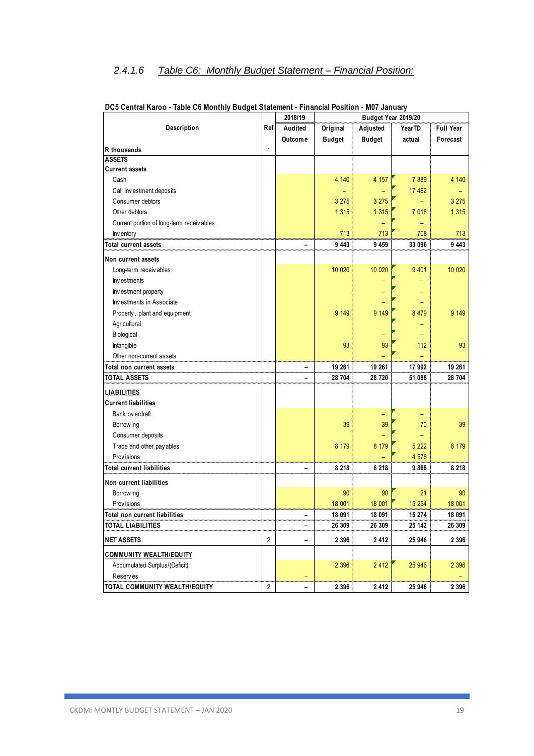### 2.4.1.6 *Table C6: Monthly Budget Statement – Financial Position:*

**DC5 Central Karoo - Table C6 Monthly Budget Statement - Financial Position - M07 January**

| Description | Ref | 2018/19 | Budget Year 2019/20 | | | |
|---|---|---|---|---|---|---|
| | | Audited Outcome | Original Budget | Adjusted Budget | YearTD actual | Full Year Forecast |
| R thousands | 1 | | | | | |
| **ASSETS** | | | | | | |
| **Current assets** | | | | | | |
| Cash | | | 4 140 | 4 157 | 7 889 | 4 140 |
| Call investment deposits | | | – | – | 17 482 | – |
| Consumer debtors | | | 3 275 | 3 275 | – | 3 275 |
| Other debtors | | | 1 315 | 1 315 | 7 018 | 1 315 |
| Current portion of long-term receivables | | | | – | – | |
| Inventory | | | 713 | 713 | 708 | 713 |
| **Total current assets** | | – | **9 443** | **9 459** | **33 096** | **9 443** |
| **Non current assets** | | | | | | |
| Long-term receivables | | | 10 020 | 10 020 | 9 401 | 10 020 |
| Investments | | | | – | – | |
| Investment property | | | | – | – | |
| Investments in Associate | | | | – | – | |
| Property, plant and equipment | | | 9 149 | 9 149 | 8 479 | 9 149 |
| Agricultural | | | | | – | |
| Biological | | | | – | – | |
| Intangible | | | 93 | 93 | 112 | 93 |
| Other non-current assets | | | | – | – | |
| **Total non current assets** | | – | **19 261** | **19 261** | **17 992** | **19 261** |
| **TOTAL ASSETS** | | – | **28 704** | **28 720** | **51 088** | **28 704** |
| **LIABILITIES** | | | | | | |
| **Current liabilities** | | | | | | |
| Bank overdraft | | | | – | – | |
| Borrowing | | | 39 | 39 | 70 | 39 |
| Consumer deposits | | | | – | – | |
| Trade and other payables | | | 8 179 | 8 179 | 5 222 | 8 179 |
| Provisions | | | | – | 4 576 | |
| **Total current liabilities** | | – | **8 218** | **8 218** | **9 868** | **8 218** |
| **Non current liabilities** | | | | | | |
| Borrowing | | | 90 | 90 | 21 | 90 |
| Provisions | | | 18 001 | 18 001 | 15 254 | 18 001 |
| **Total non current liabilities** | | – | **18 091** | **18 091** | **15 274** | **18 091** |
| **TOTAL LIABILITIES** | | – | **26 309** | **26 309** | **25 142** | **26 309** |
| **NET ASSETS** | 2 | – | **2 396** | **2 412** | **25 946** | **2 396** |
| **COMMUNITY WEALTH/EQUITY** | | | | | | |
| Accumulated Surplus/(Deficit) | | | 2 396 | 2 412 | 25 946 | 2 396 |
| Reserves | | – | | | | – |
| **TOTAL COMMUNITY WEALTH/EQUITY** | 2 | – | **2 396** | **2 412** | **25 946** | **2 396** |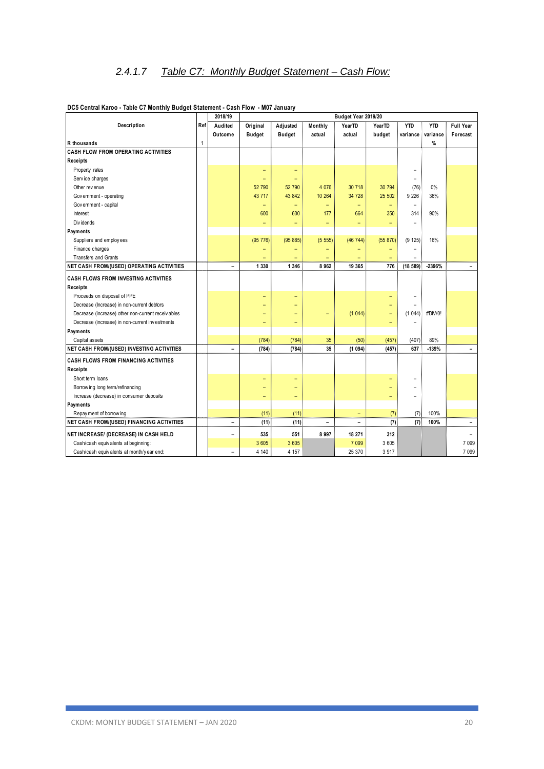### 2.4.1.7 Table C7: Monthly Budget Statement – Cash Flow:

**DC5 Central Karoo - Table C7 Monthly Budget Statement - Cash Flow - M07 January**

| Description | Ref | 2018/19 | Budget Year 2019/20 | | | | | | | |
|---|---|---|---|---|---|---|---|---|---|---|
| | | Audited Outcome | Original Budget | Adjusted Budget | Monthly actual | YearTD actual | YearTD budget | YTD variance | YTD variance | Full Year Forecast |
| R thousands | 1 | | | | | | | | % | |
| **CASH FLOW FROM OPERATING ACTIVITIES** | | | | | | | | | | |
| **Receipts** | | | | | | | | | | |
| Property rates | | | – | – | | | | – | | |
| Service charges | | | – | – | | | | – | | |
| Other revenue | | | 52 790 | 52 790 | 4 076 | 30 718 | 30 794 | (76) | 0% | |
| Government - operating | | | 43 717 | 43 842 | 10 264 | 34 728 | 25 502 | 9 226 | 36% | |
| Government - capital | | | – | – | – | – | – | – | | |
| Interest | | | 600 | 600 | 177 | 664 | 350 | 314 | 90% | |
| Dividends | | | – | – | – | – | – | – | | |
| **Payments** | | | | | | | | | | |
| Suppliers and employees | | | (95 776) | (95 885) | (5 555) | (46 744) | (55 870) | (9 125) | 16% | |
| Finance charges | | | – | – | – | – | – | – | | |
| Transfers and Grants | | | – | – | – | – | – | – | | |
| **NET CASH FROM/(USED) OPERATING ACTIVITIES** | | – | 1 330 | 1 346 | 8 962 | 19 365 | 776 | (18 589) | -2396% | – |
| **CASH FLOWS FROM INVESTING ACTIVITIES** | | | | | | | | | | |
| **Receipts** | | | | | | | | | | |
| Proceeds on disposal of PPE | | | – | – | | | – | – | | |
| Decrease (Increase) in non-current debtors | | | – | – | | | – | – | | |
| Decrease (increase) other non-current receivables | | | – | – | – | (1 044) | – | (1 044) | #DIV/0! | |
| Decrease (increase) in non-current investments | | | – | – | | | – | – | | |
| **Payments** | | | | | | | | | | |
| Capital assets | | | (784) | (784) | 35 | (50) | (457) | (407) | 89% | |
| **NET CASH FROM/(USED) INVESTING ACTIVITIES** | | – | (784) | (784) | 35 | (1 094) | (457) | 637 | -139% | – |
| **CASH FLOWS FROM FINANCING ACTIVITIES** | | | | | | | | | | |
| **Receipts** | | | | | | | | | | |
| Short term loans | | | – | – | | | – | – | | |
| Borrowing long term/refinancing | | | – | – | | | – | – | | |
| Increase (decrease) in consumer deposits | | | – | – | | | – | – | | |
| **Payments** | | | | | | | | | | |
| Repayment of borrowing | | | (11) | (11) | | – | (7) | (7) | 100% | |
| **NET CASH FROM/(USED) FINANCING ACTIVITIES** | | – | (11) | (11) | – | – | (7) | (7) | 100% | – |
| **NET INCREASE/ (DECREASE) IN CASH HELD** | | – | 535 | 551 | 8 997 | 18 271 | 312 | | | – |
| Cash/cash equivalents at beginning: | | | 3 605 | 3 605 | | 7 099 | 3 605 | | | 7 099 |
| Cash/cash equivalents at month/year end: | | – | 4 140 | 4 157 | | 25 370 | 3 917 | | | 7 099 |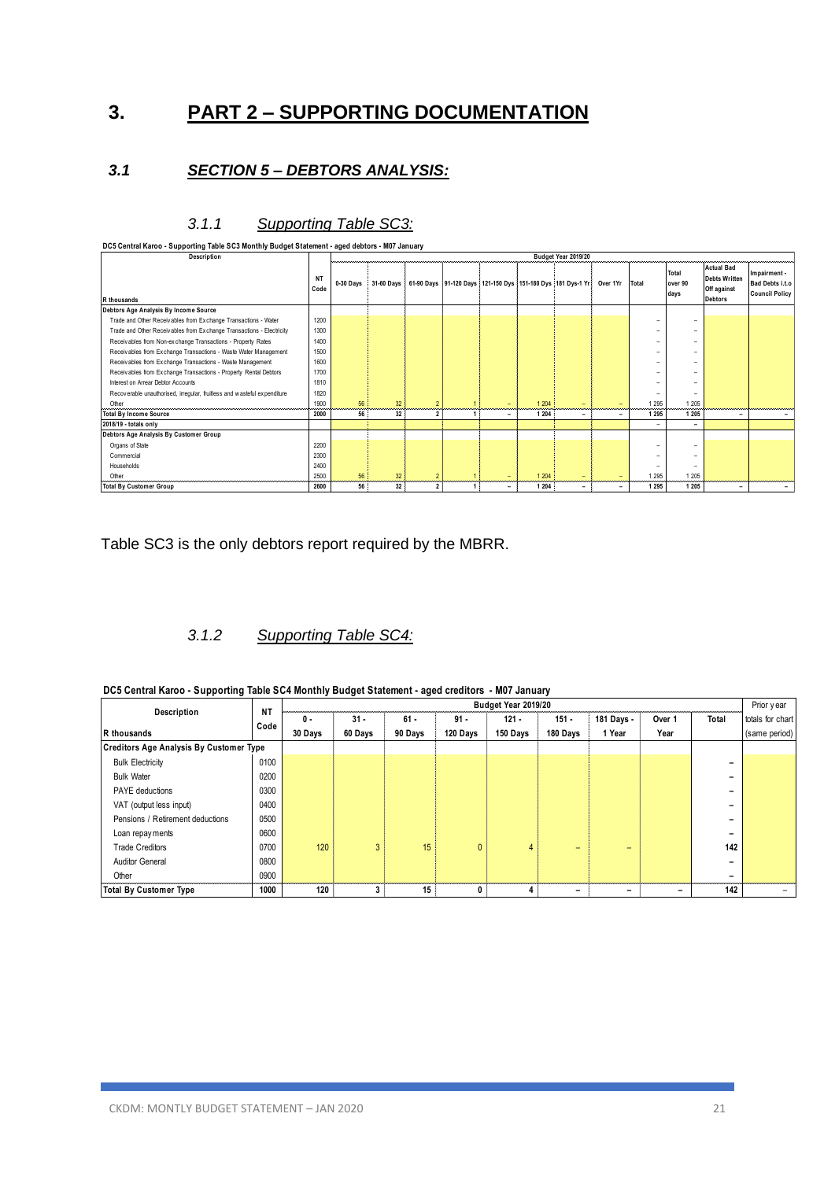# 3. PART 2 – SUPPORTING DOCUMENTATION

## 3.1 SECTION 5 – DEBTORS ANALYSIS:

### 3.1.1 Supporting Table SC3:

**DC5 Central Karoo - Supporting Table SC3 Monthly Budget Statement - aged debtors - M07 January**

| Description | NT Code | Budget Year 2019/20 | | | | | | | | | | | |
|---|---|---|---|---|---|---|---|---|---|---|---|---|---|
| R thousands | | 0-30 Days | 31-60 Days | 61-90 Days | 91-120 Days | 121-150 Dys | 151-180 Dys | 181 Dys-1 Yr | Over 1Yr | Total | Total over 90 days | Actual Bad Debts Written Off against Debtors | Impairment - Bad Debts i.t.o Council Policy |
| **Debtors Age Analysis By Income Source** | | | | | | | | | | | | | |
| Trade and Other Receivables from Exchange Transactions - Water | 1200 | | | | | | | | | – | – | | |
| Trade and Other Receivables from Exchange Transactions - Electricity | 1300 | | | | | | | | | – | – | | |
| Receivables from Non-exchange Transactions - Property Rates | 1400 | | | | | | | | | – | – | | |
| Receivables from Exchange Transactions - Waste Water Management | 1500 | | | | | | | | | – | – | | |
| Receivables from Exchange Transactions - Waste Management | 1600 | | | | | | | | | – | – | | |
| Receivables from Exchange Transactions - Property Rental Debtors | 1700 | | | | | | | | | – | – | | |
| Interest on Arrear Debtor Accounts | 1810 | | | | | | | | | – | – | | |
| Recoverable unauthorised, irregular, fruitless and wasteful expenditure | 1820 | | | | | | | | | – | – | | |
| Other | 1900 | 56 | 32 | 2 | 1 | – | 1 204 | – | – | 1 295 | 1 205 | | |
| **Total By Income Source** | **2000** | **56** | **32** | **2** | **1** | **–** | **1 204** | **–** | **–** | **1 295** | **1 205** | **–** | **–** |
| **2018/19 - totals only** | | | | | | | | | | – | – | | |
| **Debtors Age Analysis By Customer Group** | | | | | | | | | | | | | |
| Organs of State | 2200 | | | | | | | | | – | – | | |
| Commercial | 2300 | | | | | | | | | – | – | | |
| Households | 2400 | | | | | | | | | – | – | | |
| Other | 2500 | 56 | 32 | 2 | 1 | – | 1 204 | – | – | 1 295 | 1 205 | | |
| **Total By Customer Group** | **2600** | **56** | **32** | **2** | **1** | **–** | **1 204** | **–** | **–** | **1 295** | **1 205** | **–** | **–** |

Table SC3 is the only debtors report required by the MBRR.

### 3.1.2 Supporting Table SC4:

**DC5 Central Karoo - Supporting Table SC4 Monthly Budget Statement - aged creditors - M07 January**

| Description | NT Code | Budget Year 2019/20 | | | | | | | | | Prior year |
|---|---|---|---|---|---|---|---|---|---|---|---|
| R thousands | | 0 - 30 Days | 31 - 60 Days | 61 - 90 Days | 91 - 120 Days | 121 - 150 Days | 151 - 180 Days | 181 Days - 1 Year | Over 1 Year | Total | totals for chart (same period) |
| **Creditors Age Analysis By Customer Type** | | | | | | | | | | | |
| Bulk Electricity | 0100 | | | | | | | | | – | |
| Bulk Water | 0200 | | | | | | | | | – | |
| PAYE deductions | 0300 | | | | | | | | | – | |
| VAT (output less input) | 0400 | | | | | | | | | – | |
| Pensions / Retirement deductions | 0500 | | | | | | | | | – | |
| Loan repayments | 0600 | | | | | | | | | – | |
| Trade Creditors | 0700 | 120 | 3 | 15 | 0 | 4 | – | – | | 142 | |
| Auditor General | 0800 | | | | | | | | | – | |
| Other | 0900 | | | | | | | | | – | |
| **Total By Customer Type** | **1000** | **120** | **3** | **15** | **0** | **4** | **–** | **–** | **–** | **142** | – |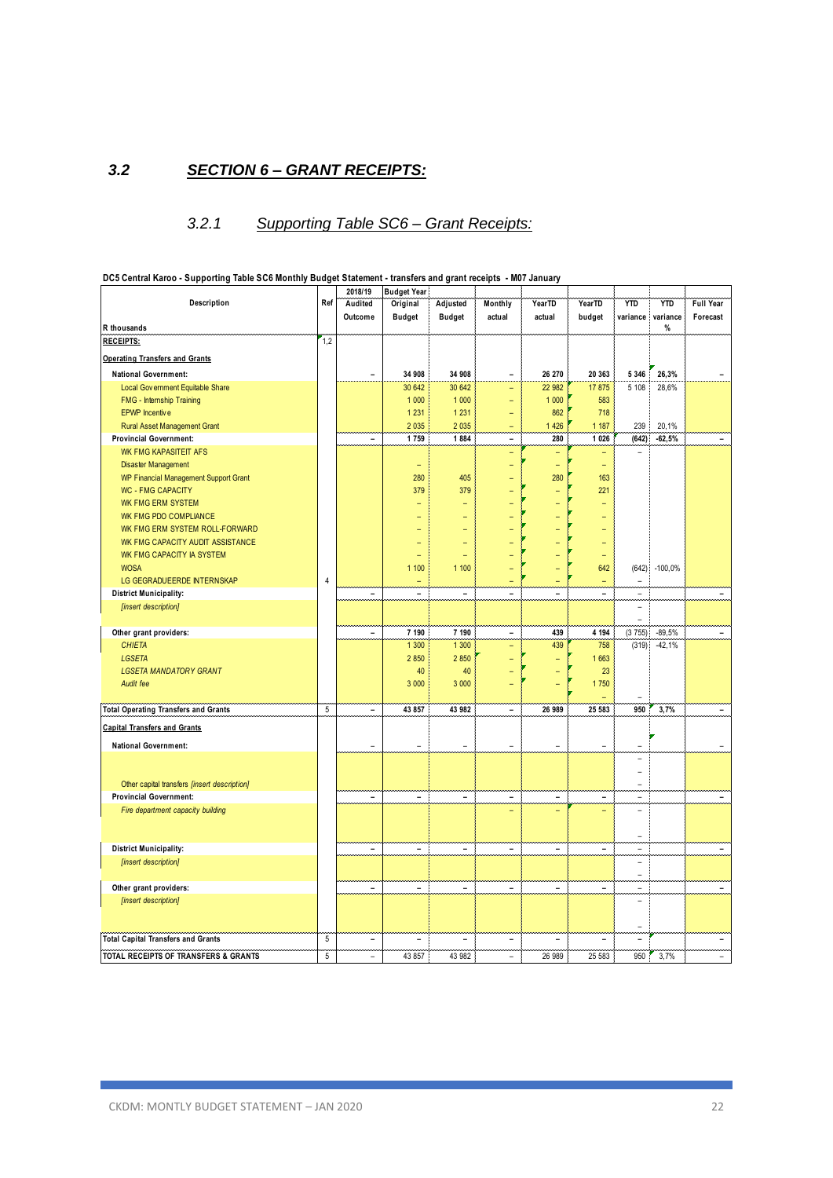## 3.2 SECTION 6 – GRANT RECEIPTS:

### 3.2.1 Supporting Table SC6 – Grant Receipts:

**DC5 Central Karoo - Supporting Table SC6 Monthly Budget Statement - transfers and grant receipts - M07 January**

| Description | Ref | 2018/19 Audited Outcome | Budget Year Original Budget | Adjusted Budget | Monthly actual | YearTD actual | YearTD budget | YTD variance | YTD variance % | Full Year Forecast |
|---|---|---|---|---|---|---|---|---|---|---|
| R thousands | | | | | | | | | | |
| **RECEIPTS:** | 1,2 | | | | | | | | | |
| **Operating Transfers and Grants** | | | | | | | | | | |
| **National Government:** | | – | 34 908 | 34 908 | – | 26 270 | 20 363 | 5 346 | 26,3% | – |
| Local Government Equitable Share | | | 30 642 | 30 642 | – | 22 982 | 17 875 | 5 108 | 28,6% | |
| FMG - Internship Training | | | 1 000 | 1 000 | – | 1 000 | 583 | | | |
| EPWP Incentive | | | 1 231 | 1 231 | – | 862 | 718 | | | |
| Rural Asset Management Grant | | | 2 035 | 2 035 | – | 1 426 | 1 187 | 239 | 20,1% | |
| **Provincial Government:** | | – | 1 759 | 1 884 | – | 280 | 1 026 | (642) | -62,5% | – |
| WK FMG KAPASITEIT AFS | | | | | – | – | – | – | | |
| Disaster Management | | | – | | – | – | – | | | |
| WP Financial Management Support Grant | | | 280 | 405 | – | 280 | 163 | | | |
| WC - FMG CAPACITY | | | 379 | 379 | – | – | 221 | | | |
| WK FMG ERM SYSTEM | | | – | – | – | – | – | | | |
| WK FMG PDO COMPLIANCE | | | – | – | – | – | – | | | |
| WK FMG ERM SYSTEM ROLL-FORWARD | | | – | – | – | – | – | | | |
| WK FMG CAPACITY AUDIT ASSISTANCE | | | – | – | – | – | – | | | |
| WK FMG CAPACITY IA SYSTEM | | | – | – | – | – | – | | | |
| WOSA | | | 1 100 | 1 100 | – | – | 642 | (642) | -100,0% | |
| LG GEGRADUEERDE INTERNSKAP | 4 | | – | | – | – | – | – | | |
| **District Municipality:** | | – | – | – | – | – | – | – | | – |
| *[insert description]* | | | | | | | | – | | |
| | | | | | | | | – | | |
| **Other grant providers:** | | – | 7 190 | 7 190 | – | 439 | 4 194 | (3 755) | -89,5% | – |
| *CHIETA* | | | 1 300 | 1 300 | – | 439 | 758 | (319) | -42,1% | |
| *LGSETA* | | | 2 850 | 2 850 | – | – | 1 663 | | | |
| *LGSETA MANDATORY GRANT* | | | 40 | 40 | – | – | 23 | | | |
| *Audit fee* | | | 3 000 | 3 000 | – | – | 1 750 | | | |
| | | | | | | | – | – | | |
| **Total Operating Transfers and Grants** | 5 | – | 43 857 | 43 982 | – | 26 989 | 25 583 | 950 | 3,7% | – |
| **Capital Transfers and Grants** | | | | | | | | | | |
| **National Government:** | | – | – | – | – | – | – | – | | – |
| | | | | | | | | – | | |
| | | | | | | | | – | | |
| Other capital transfers *[insert description]* | | | | | | | | – | | |
| **Provincial Government:** | | – | – | – | – | – | – | – | | – |
| *Fire department capacity building* | | | | | – | – | – | – | | |
| | | | | | | | | – | | |
| **District Municipality:** | | – | – | – | – | – | – | – | | – |
| *[insert description]* | | | | | | | | – | | |
| | | | | | | | | – | | |
| **Other grant providers:** | | – | – | – | – | – | – | – | | – |
| *[insert description]* | | | | | | | | – | | |
| | | | | | | | | – | | |
| **Total Capital Transfers and Grants** | 5 | – | – | – | – | – | – | – | | – |
| **TOTAL RECEIPTS OF TRANSFERS & GRANTS** | 5 | – | 43 857 | 43 982 | – | 26 989 | 25 583 | 950 | 3,7% | – |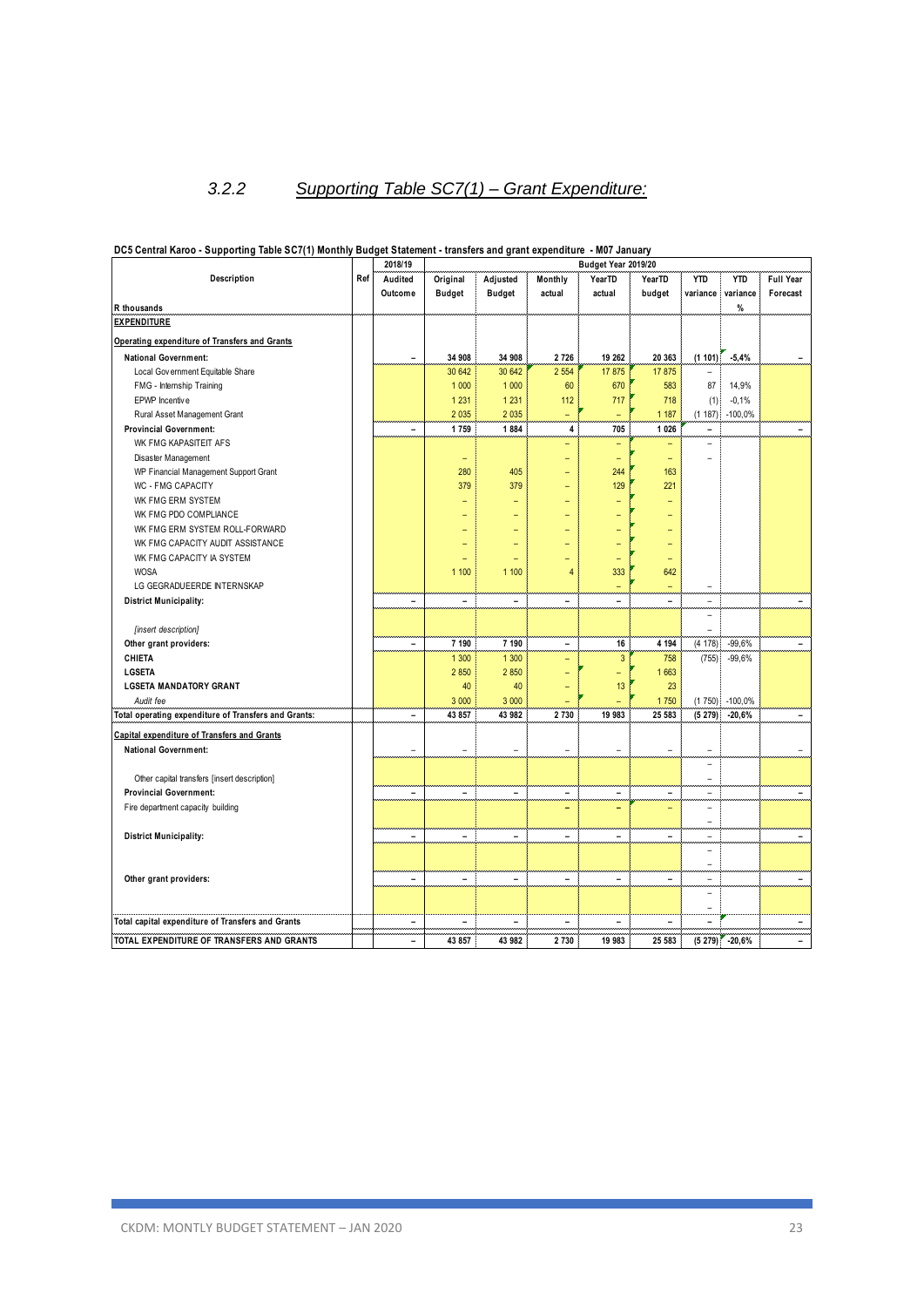## 3.2.2 Supporting Table SC7(1) – Grant Expenditure:

**DC5 Central Karoo - Supporting Table SC7(1) Monthly Budget Statement - transfers and grant expenditure - M07 January**

| Description | Ref | 2018/19 | Budget Year 2019/20 | | | | | | | |
|---|---|---|---|---|---|---|---|---|---|---|
| | | Audited Outcome | Original Budget | Adjusted Budget | Monthly actual | YearTD actual | YearTD budget | YTD variance | YTD variance | Full Year Forecast |
| R thousands | | | | | | | | | % | |
| **EXPENDITURE** | | | | | | | | | | |
| **Operating expenditure of Transfers and Grants** | | | | | | | | | | |
| **National Government:** | | – | 34 908 | 34 908 | 2 726 | 19 262 | 20 363 | (1 101) | -5,4% | – |
| Local Government Equitable Share | | | 30 642 | 30 642 | 2 554 | 17 875 | 17 875 | – | | |
| FMG - Internship Training | | | 1 000 | 1 000 | 60 | 670 | 583 | 87 | 14,9% | |
| EPWP Incentive | | | 1 231 | 1 231 | 112 | 717 | 718 | (1) | -0,1% | |
| Rural Asset Management Grant | | | 2 035 | 2 035 | – | – | 1 187 | (1 187) | -100,0% | |
| **Provincial Government:** | | – | 1 759 | 1 884 | 4 | 705 | 1 026 | – | | – |
| WK FMG KAPASITEIT AFS | | | | | – | – | – | – | | |
| Disaster Management | | | – | | – | – | – | – | | |
| WP Financial Management Support Grant | | | 280 | 405 | – | 244 | 163 | | | |
| WC - FMG CAPACITY | | | 379 | 379 | – | 129 | 221 | | | |
| WK FMG ERM SYSTEM | | | – | – | – | – | – | | | |
| WK FMG PDO COMPLIANCE | | | – | – | – | – | – | | | |
| WK FMG ERM SYSTEM ROLL-FORWARD | | | – | – | – | – | – | | | |
| WK FMG CAPACITY AUDIT ASSISTANCE | | | – | – | – | – | – | | | |
| WK FMG CAPACITY IA SYSTEM | | | – | – | – | – | – | | | |
| WOSA | | | 1 100 | 1 100 | 4 | 333 | 642 | | | |
| LG GEGRADUEERDE INTERNSKAP | | | | | | – | – | – | | |
| **District Municipality:** | | – | – | – | – | – | – | – | | – |
| | | | | | | | | – | | |
| *[insert description]* | | | | | | | | – | | |
| **Other grant providers:** | | – | 7 190 | 7 190 | – | 16 | 4 194 | (4 178) | -99,6% | – |
| **CHIETA** | | | 1 300 | 1 300 | – | 3 | 758 | (755) | -99,6% | |
| **LGSETA** | | | 2 850 | 2 850 | – | – | 1 663 | | | |
| **LGSETA MANDATORY GRANT** | | | 40 | 40 | – | 13 | 23 | | | |
| *Audit fee* | | | 3 000 | 3 000 | – | – | 1 750 | (1 750) | -100,0% | |
| **Total operating expenditure of Transfers and Grants:** | | – | 43 857 | 43 982 | 2 730 | 19 983 | 25 583 | (5 279) | -20,6% | – |
| **Capital expenditure of Transfers and Grants** | | | | | | | | | | |
| **National Government:** | | – | – | – | – | – | – | – | | – |
| | | | | | | | | – | | |
| Other capital transfers [insert description] | | | | | | | | – | | |
| **Provincial Government:** | | – | – | – | – | – | – | – | | – |
| Fire department capacity building | | | | | – | – | – | – | | |
| | | | | | | | | – | | |
| **District Municipality:** | | – | – | – | – | – | – | – | | – |
| | | | | | | | | – | | |
| | | | | | | | | – | | |
| **Other grant providers:** | | – | – | – | – | – | – | – | | – |
| | | | | | | | | – | | |
| | | | | | | | | – | | |
| **Total capital expenditure of Transfers and Grants** | | – | – | – | – | – | – | – | | – |
| **TOTAL EXPENDITURE OF TRANSFERS AND GRANTS** | | – | 43 857 | 43 982 | 2 730 | 19 983 | 25 583 | (5 279) | -20,6% | – |

CKDM: MONTLY BUDGET STATEMENT – JAN 2020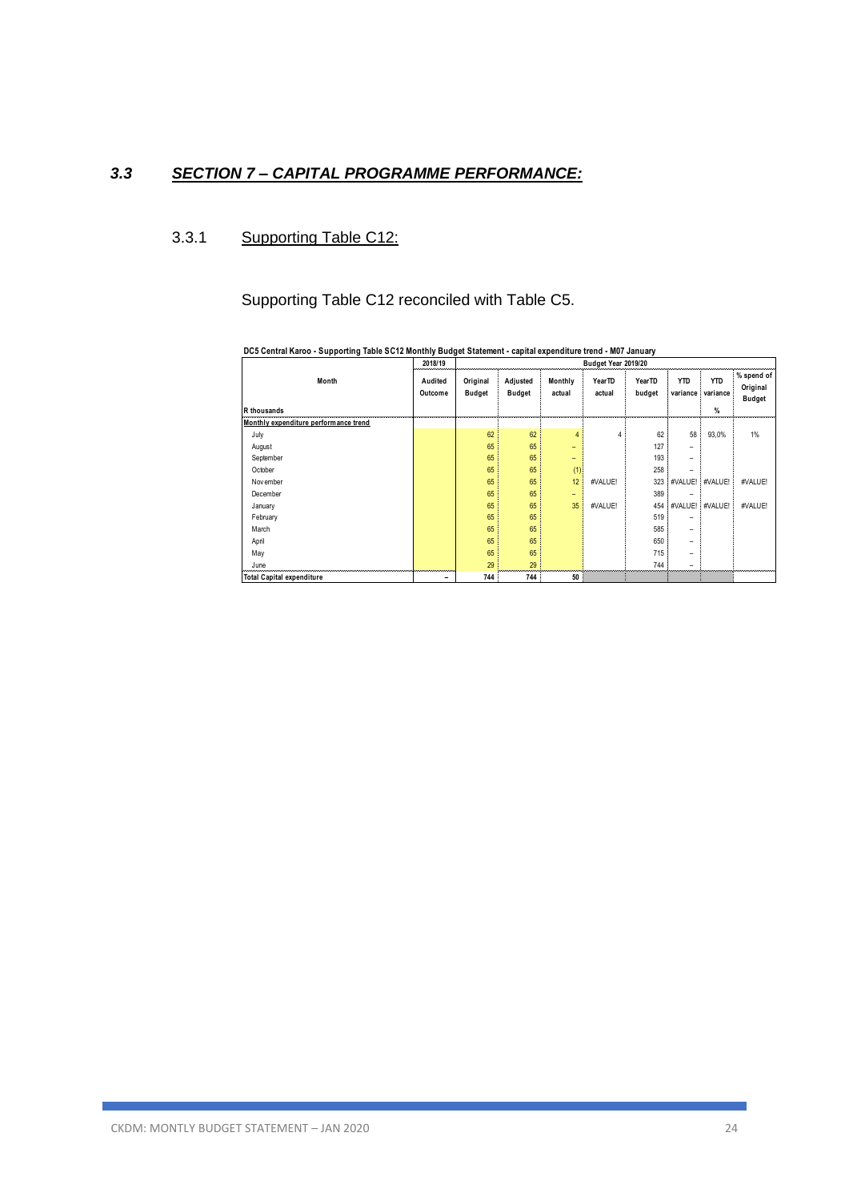## *3.3 SECTION 7 – CAPITAL PROGRAMME PERFORMANCE:*

### 3.3.1 Supporting Table C12:

Supporting Table C12 reconciled with Table C5.

**DC5 Central Karoo - Supporting Table SC12 Monthly Budget Statement - capital expenditure trend - M07 January**

| Month | 2018/19 | Budget Year 2019/20 | | | | | | | |
|---|---|---|---|---|---|---|---|---|---|
| | Audited Outcome | Original Budget | Adjusted Budget | Monthly actual | YearTD actual | YearTD budget | YTD variance | YTD variance | % spend of Original Budget |
| R thousands | | | | | | | | % | |
| **Monthly expenditure performance trend** | | | | | | | | | |
| July | | 62 | 62 | 4 | 4 | 62 | 58 | 93,0% | 1% |
| August | | 65 | 65 | – | | 127 | – | | |
| September | | 65 | 65 | – | | 193 | – | | |
| October | | 65 | 65 | (1) | | 258 | – | | |
| November | | 65 | 65 | 12 | #VALUE! | 323 | #VALUE! | #VALUE! | #VALUE! |
| December | | 65 | 65 | – | | 389 | – | | |
| January | | 65 | 65 | 35 | #VALUE! | 454 | #VALUE! | #VALUE! | #VALUE! |
| February | | 65 | 65 | | | 519 | – | | |
| March | | 65 | 65 | | | 585 | – | | |
| April | | 65 | 65 | | | 650 | – | | |
| May | | 65 | 65 | | | 715 | – | | |
| June | | 29 | 29 | | | 744 | – | | |
| **Total Capital expenditure** | – | 744 | 744 | 50 | | | | | |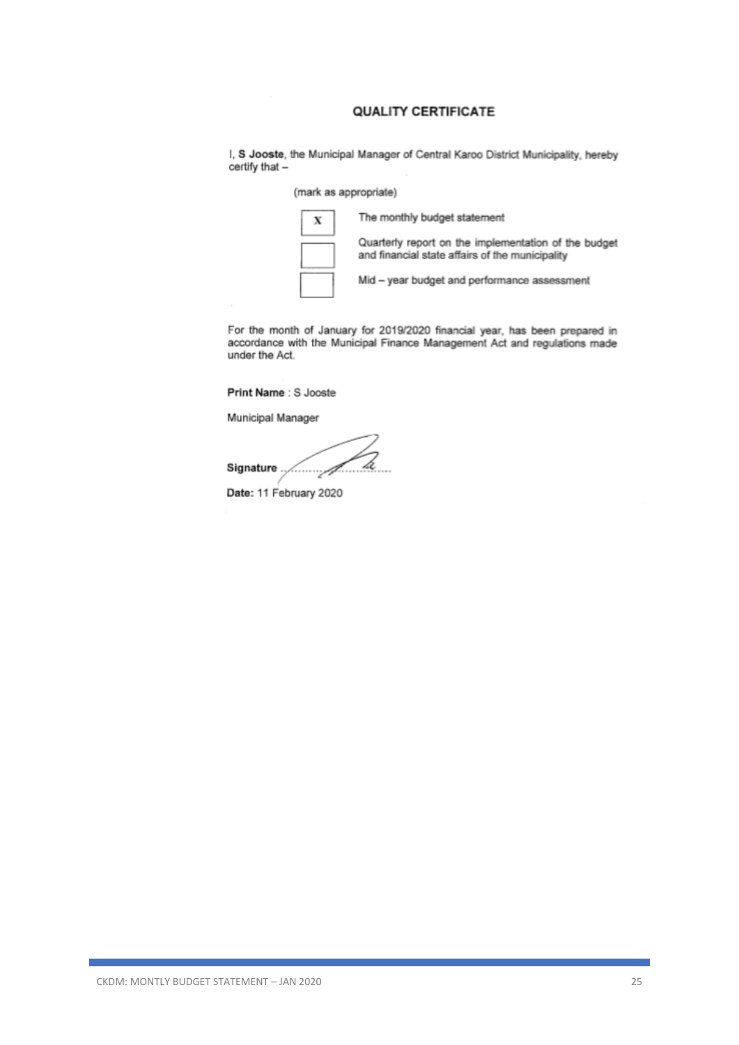## QUALITY CERTIFICATE

I, **S Jooste**, the Municipal Manager of Central Karoo District Municipality, hereby certify that –

(mark as appropriate)

| | |
|---|---|
| X | The monthly budget statement |
| | Quarterly report on the implementation of the budget and financial state affairs of the municipality |
| | Mid – year budget and performance assessment |

For the month of January for 2019/2020 financial year, has been prepared in accordance with the Municipal Finance Management Act and regulations made under the Act.

**Print Name** : S Jooste

Municipal Manager

**Signature** ..................................

**Date:** 11 February 2020